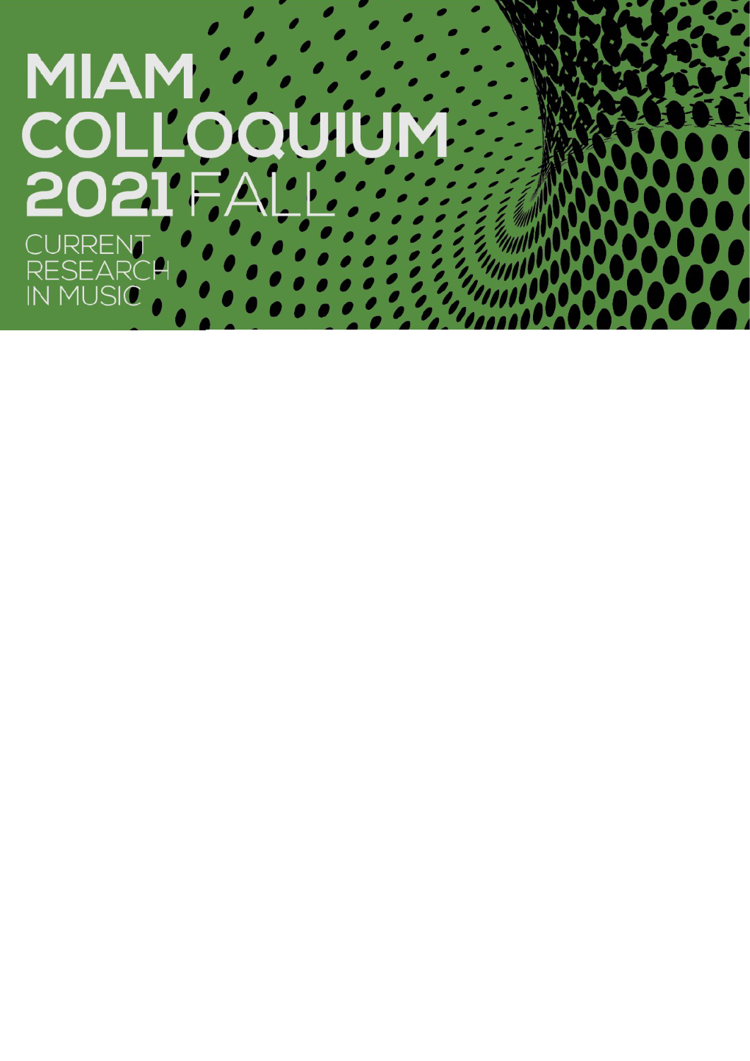# MIAM COLLOQUIUM 2021 FALL

CURRENT RESEARCH IN MUSIC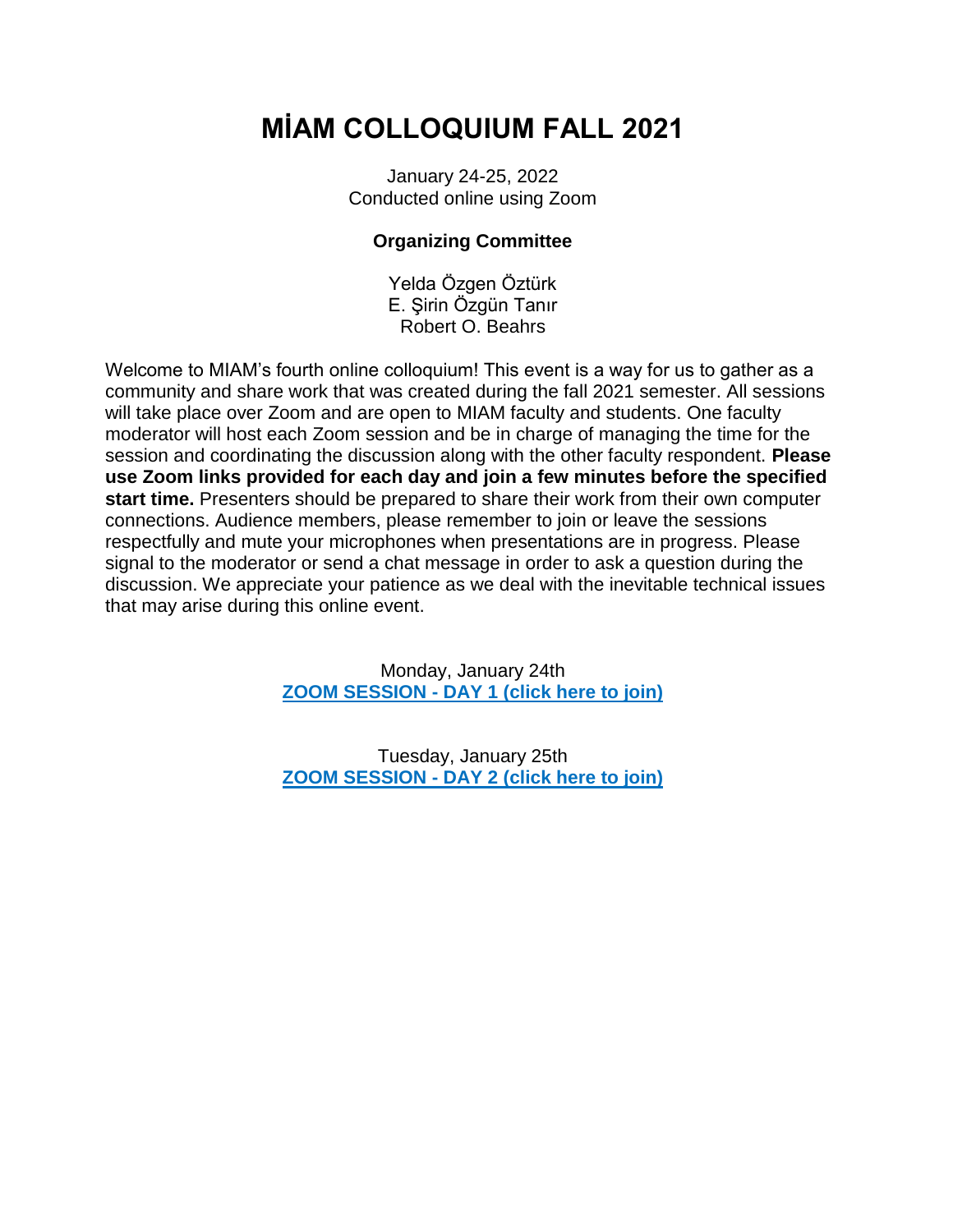# MİAM COLLOQUIUM FALL 2021

January 24-25, 2022
Conducted online using Zoom

**Organizing Committee**

Yelda Özgen Öztürk
E. Şirin Özgün Tanır
Robert O. Beahrs

Welcome to MIAM's fourth online colloquium! This event is a way for us to gather as a community and share work that was created during the fall 2021 semester. All sessions will take place over Zoom and are open to MIAM faculty and students. One faculty moderator will host each Zoom session and be in charge of managing the time for the session and coordinating the discussion along with the other faculty respondent. **Please use Zoom links provided for each day and join a few minutes before the specified start time.** Presenters should be prepared to share their work from their own computer connections. Audience members, please remember to join or leave the sessions respectfully and mute your microphones when presentations are in progress. Please signal to the moderator or send a chat message in order to ask a question during the discussion. We appreciate your patience as we deal with the inevitable technical issues that may arise during this online event.

Monday, January 24th
**ZOOM SESSION - DAY 1 (click here to join)**

Tuesday, January 25th
**ZOOM SESSION - DAY 2 (click here to join)**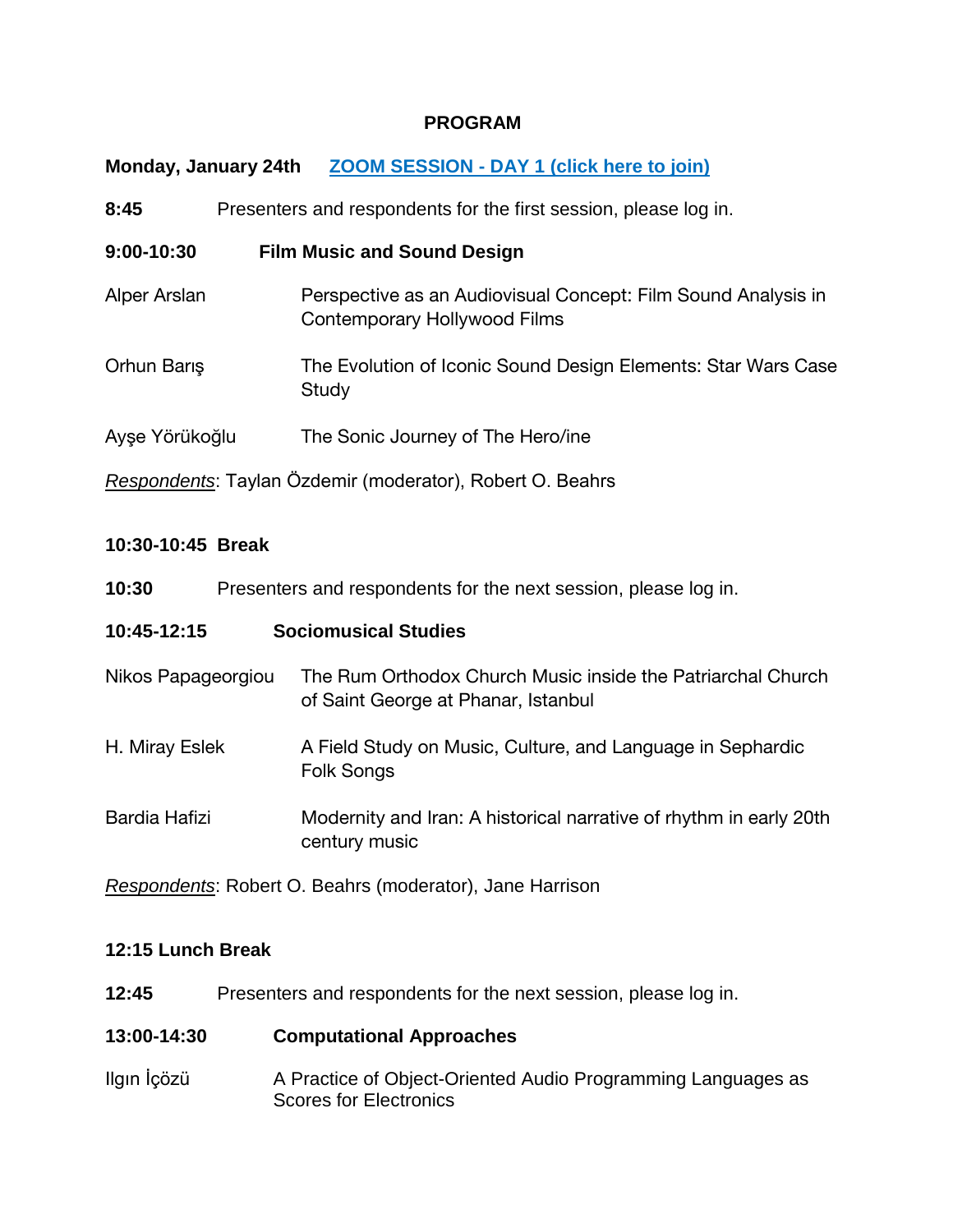# PROGRAM

**Monday, January 24th** **ZOOM SESSION - DAY 1 (click here to join)**

**8:45** Presenters and respondents for the first session, please log in.

**9:00-10:30** **Film Music and Sound Design**

Alper Arslan — Perspective as an Audiovisual Concept: Film Sound Analysis in Contemporary Hollywood Films

Orhun Barış — The Evolution of Iconic Sound Design Elements: Star Wars Case Study

Ayşe Yörükoğlu — The Sonic Journey of The Hero/ine

*Respondents*: Taylan Özdemir (moderator), Robert O. Beahrs

**10:30-10:45 Break**

**10:30** Presenters and respondents for the next session, please log in.

**10:45-12:15** **Sociomusical Studies**

Nikos Papageorgiou — The Rum Orthodox Church Music inside the Patriarchal Church of Saint George at Phanar, Istanbul

H. Miray Eslek — A Field Study on Music, Culture, and Language in Sephardic Folk Songs

Bardia Hafizi — Modernity and Iran: A historical narrative of rhythm in early 20th century music

*Respondents*: Robert O. Beahrs (moderator), Jane Harrison

**12:15 Lunch Break**

**12:45** Presenters and respondents for the next session, please log in.

**13:00-14:30** **Computational Approaches**

Ilgın İçözü — A Practice of Object-Oriented Audio Programming Languages as Scores for Electronics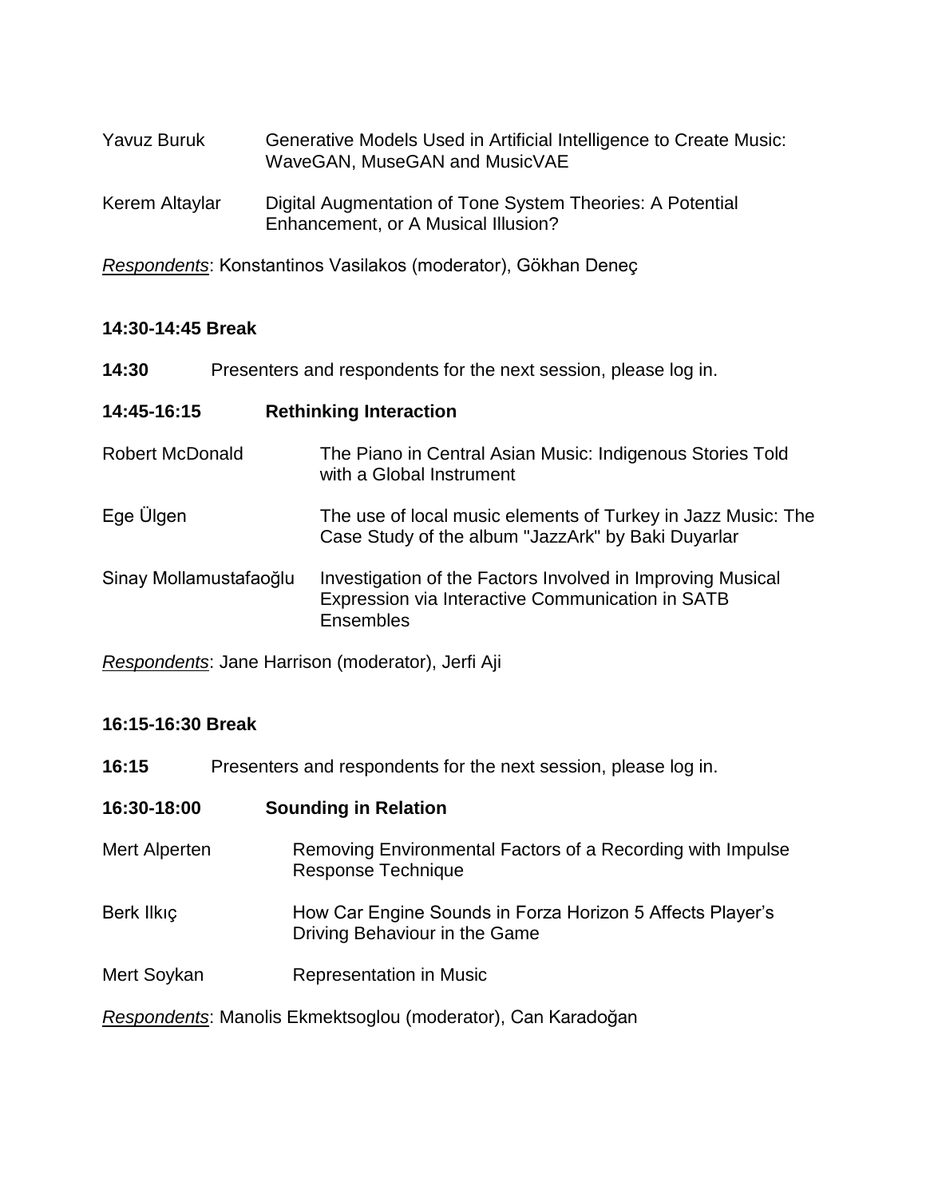Yavuz Buruk — Generative Models Used in Artificial Intelligence to Create Music: WaveGAN, MuseGAN and MusicVAE

Kerem Altaylar — Digital Augmentation of Tone System Theories: A Potential Enhancement, or A Musical Illusion?

*Respondents*: Konstantinos Vasilakos (moderator), Gökhan Deneç

**14:30-14:45 Break**

**14:30** Presenters and respondents for the next session, please log in.

**14:45-16:15 Rethinking Interaction**

Robert McDonald — The Piano in Central Asian Music: Indigenous Stories Told with a Global Instrument

Ege Ülgen — The use of local music elements of Turkey in Jazz Music: The Case Study of the album "JazzArk" by Baki Duyarlar

Sinay Mollamustafaoğlu — Investigation of the Factors Involved in Improving Musical Expression via Interactive Communication in SATB Ensembles

*Respondents*: Jane Harrison (moderator), Jerfi Aji

**16:15-16:30 Break**

**16:15** Presenters and respondents for the next session, please log in.

**16:30-18:00 Sounding in Relation**

Mert Alperten — Removing Environmental Factors of a Recording with Impulse Response Technique

Berk Ilkıç — How Car Engine Sounds in Forza Horizon 5 Affects Player's Driving Behaviour in the Game

Mert Soykan — Representation in Music

*Respondents*: Manolis Ekmektsoglou (moderator), Can Karadoğan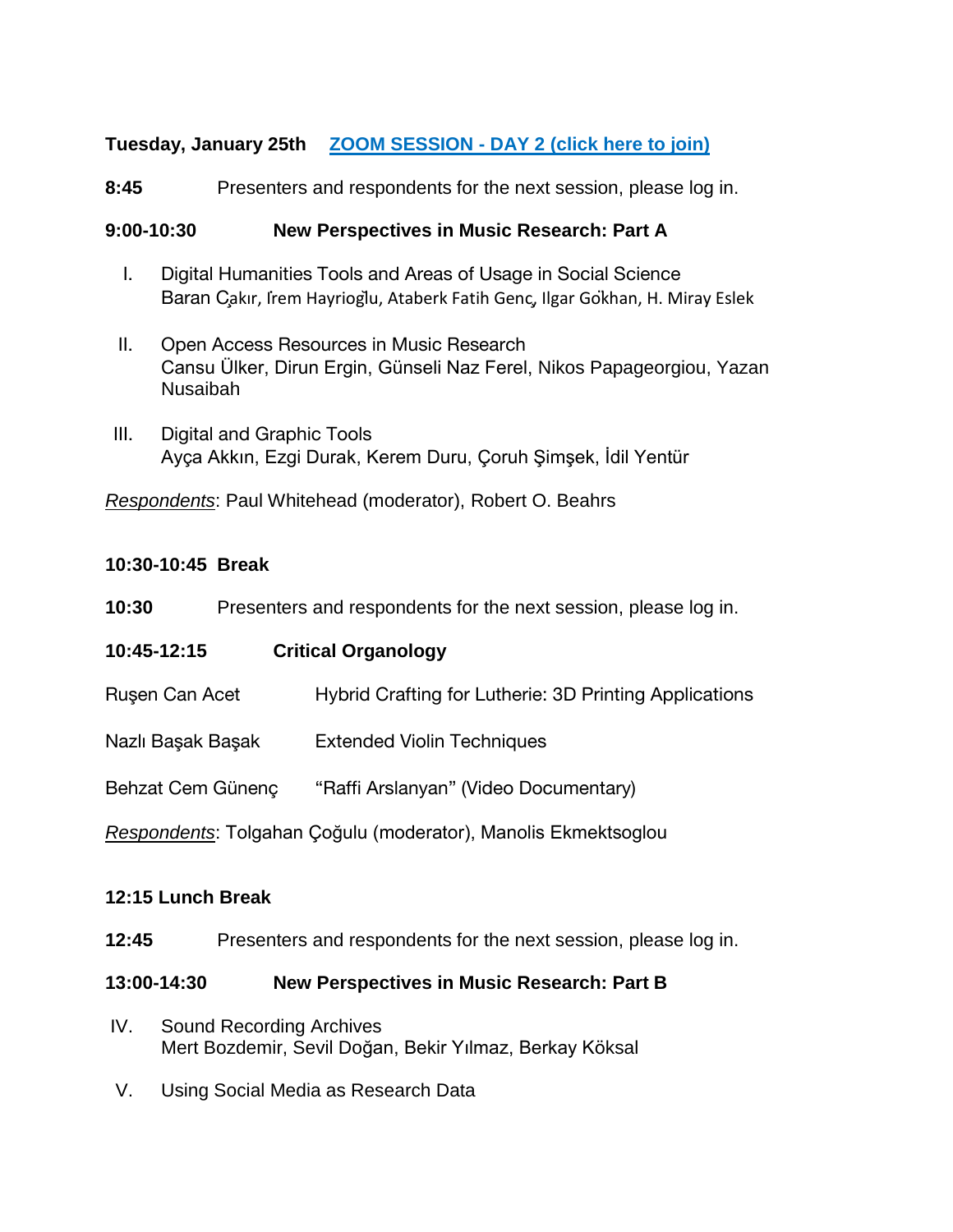**Tuesday, January 25th** [ZOOM SESSION - DAY 2 (click here to join)]

**8:45** Presenters and respondents for the next session, please log in.

**9:00-10:30** **New Perspectives in Music Research: Part A**

I. Digital Humanities Tools and Areas of Usage in Social Science
Baran Çakır, İrem Hayrioğlu, Ataberk Fatih Genç, Ilgar Gökhan, H. Miray Eslek

II. Open Access Resources in Music Research
Cansu Ülker, Dirun Ergin, Günseli Naz Ferel, Nikos Papageorgiou, Yazan Nusaibah

III. Digital and Graphic Tools
Ayça Akkın, Ezgi Durak, Kerem Duru, Çoruh Şimşek, İdil Yentür

*Respondents*: Paul Whitehead (moderator), Robert O. Beahrs

**10:30-10:45 Break**

**10:30** Presenters and respondents for the next session, please log in.

**10:45-12:15** **Critical Organology**

Ruşen Can Acet — Hybrid Crafting for Lutherie: 3D Printing Applications

Nazlı Başak Başak — Extended Violin Techniques

Behzat Cem Günenç — “Raffi Arslanyan” (Video Documentary)

*Respondents*: Tolgahan Çoğulu (moderator), Manolis Ekmektsoglou

**12:15 Lunch Break**

**12:45** Presenters and respondents for the next session, please log in.

**13:00-14:30** **New Perspectives in Music Research: Part B**

IV. Sound Recording Archives
Mert Bozdemir, Sevil Doğan, Bekir Yılmaz, Berkay Köksal

V. Using Social Media as Research Data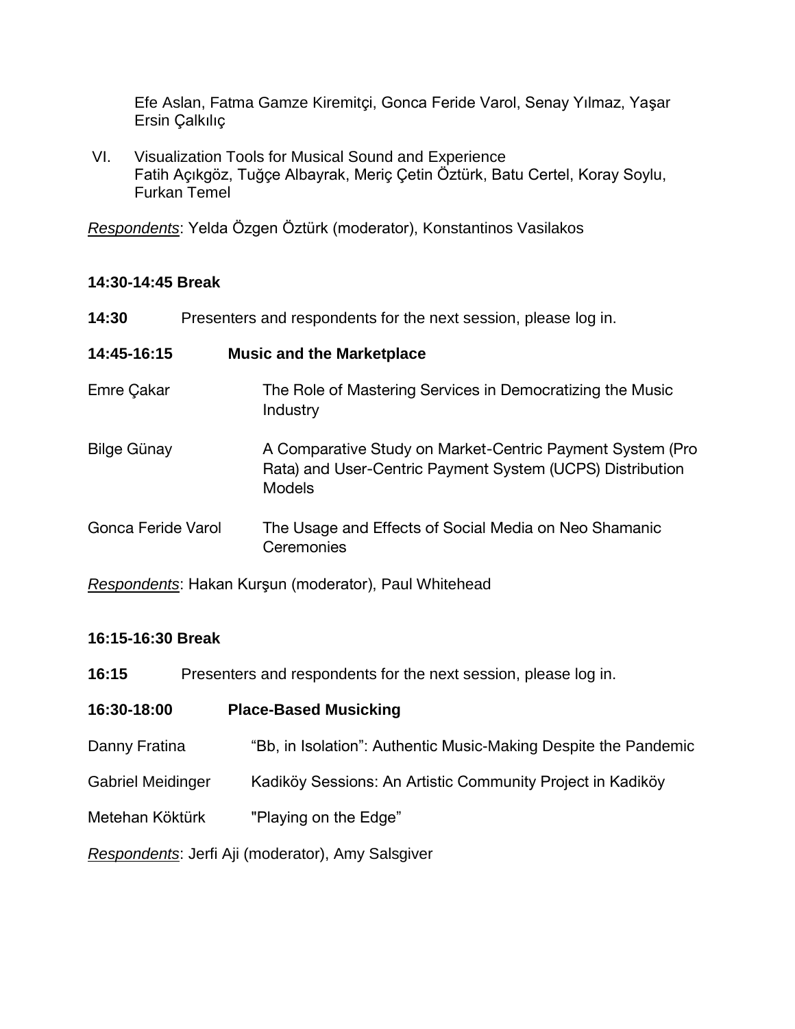Efe Aslan, Fatma Gamze Kiremitçi, Gonca Feride Varol, Senay Yılmaz, Yaşar Ersin Çalkılıç

VI. Visualization Tools for Musical Sound and Experience
Fatih Açıkgöz, Tuğçe Albayrak, Meriç Çetin Öztürk, Batu Certel, Koray Soylu, Furkan Temel

*Respondents*: Yelda Özgen Öztürk (moderator), Konstantinos Vasilakos

**14:30-14:45 Break**

**14:30** Presenters and respondents for the next session, please log in.

**14:45-16:15 Music and the Marketplace**

Emre Çakar — The Role of Mastering Services in Democratizing the Music Industry

Bilge Günay — A Comparative Study on Market-Centric Payment System (Pro Rata) and User-Centric Payment System (UCPS) Distribution Models

Gonca Feride Varol — The Usage and Effects of Social Media on Neo Shamanic Ceremonies

*Respondents*: Hakan Kurşun (moderator), Paul Whitehead

**16:15-16:30 Break**

**16:15** Presenters and respondents for the next session, please log in.

**16:30-18:00 Place-Based Musicking**

Danny Fratina — “Bb, in Isolation”: Authentic Music-Making Despite the Pandemic

Gabriel Meidinger — Kadiköy Sessions: An Artistic Community Project in Kadiköy

Metehan Köktürk — "Playing on the Edge”

*Respondents*: Jerfi Aji (moderator), Amy Salsgiver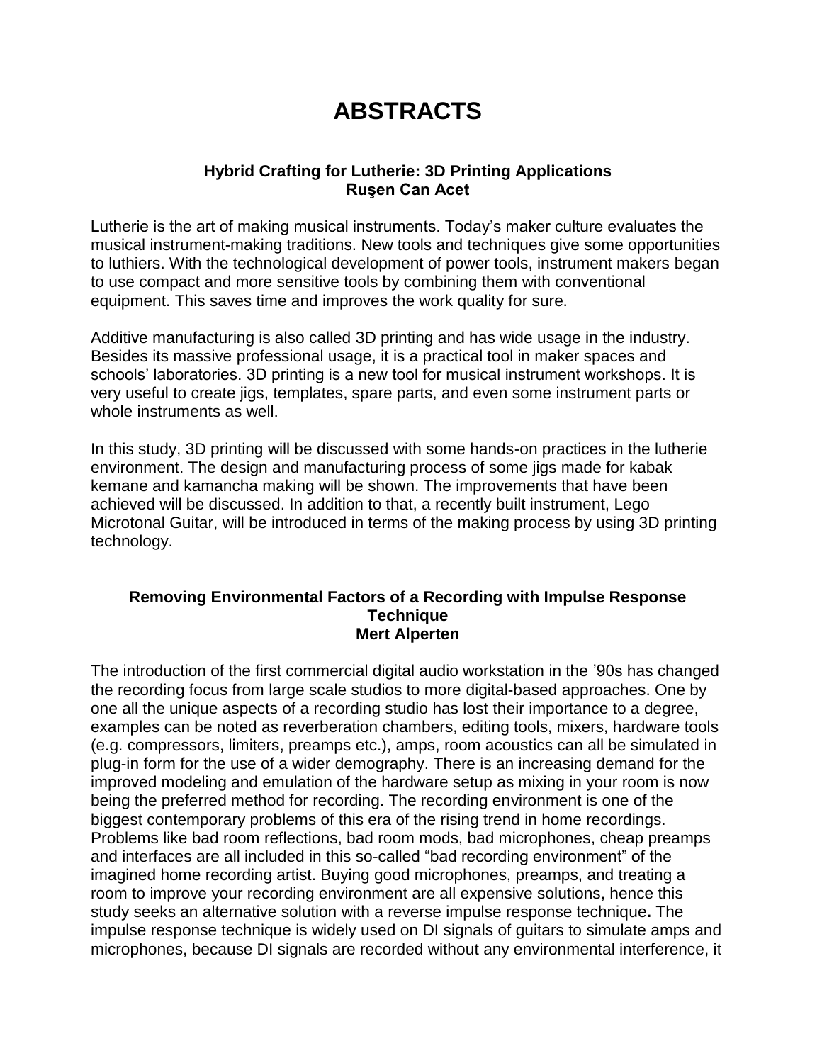# ABSTRACTS

### Hybrid Crafting for Lutherie: 3D Printing Applications
**Ruşen Can Acet**

Lutherie is the art of making musical instruments. Today's maker culture evaluates the musical instrument-making traditions. New tools and techniques give some opportunities to luthiers. With the technological development of power tools, instrument makers began to use compact and more sensitive tools by combining them with conventional equipment. This saves time and improves the work quality for sure.

Additive manufacturing is also called 3D printing and has wide usage in the industry. Besides its massive professional usage, it is a practical tool in maker spaces and schools' laboratories. 3D printing is a new tool for musical instrument workshops. It is very useful to create jigs, templates, spare parts, and even some instrument parts or whole instruments as well.

In this study, 3D printing will be discussed with some hands-on practices in the lutherie environment. The design and manufacturing process of some jigs made for kabak kemane and kamancha making will be shown. The improvements that have been achieved will be discussed. In addition to that, a recently built instrument, Lego Microtonal Guitar, will be introduced in terms of the making process by using 3D printing technology.

### Removing Environmental Factors of a Recording with Impulse Response Technique
**Mert Alperten**

The introduction of the first commercial digital audio workstation in the '90s has changed the recording focus from large scale studios to more digital-based approaches. One by one all the unique aspects of a recording studio has lost their importance to a degree, examples can be noted as reverberation chambers, editing tools, mixers, hardware tools (e.g. compressors, limiters, preamps etc.), amps, room acoustics can all be simulated in plug-in form for the use of a wider demography. There is an increasing demand for the improved modeling and emulation of the hardware setup as mixing in your room is now being the preferred method for recording. The recording environment is one of the biggest contemporary problems of this era of the rising trend in home recordings. Problems like bad room reflections, bad room mods, bad microphones, cheap preamps and interfaces are all included in this so-called "bad recording environment" of the imagined home recording artist. Buying good microphones, preamps, and treating a room to improve your recording environment are all expensive solutions, hence this study seeks an alternative solution with a reverse impulse response technique**.** The impulse response technique is widely used on DI signals of guitars to simulate amps and microphones, because DI signals are recorded without any environmental interference, it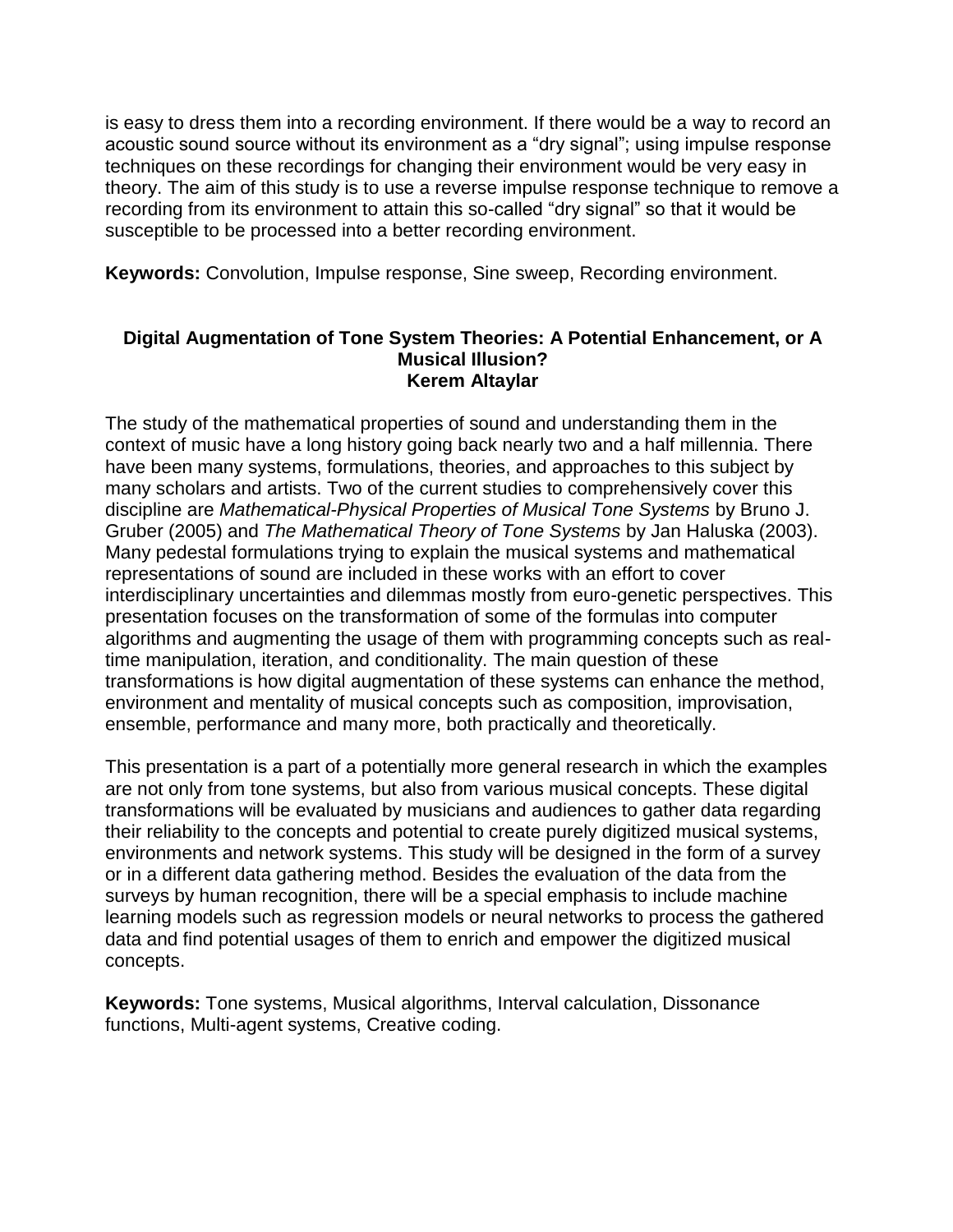is easy to dress them into a recording environment. If there would be a way to record an acoustic sound source without its environment as a "dry signal"; using impulse response techniques on these recordings for changing their environment would be very easy in theory. The aim of this study is to use a reverse impulse response technique to remove a recording from its environment to attain this so-called "dry signal" so that it would be susceptible to be processed into a better recording environment.

**Keywords:** Convolution, Impulse response, Sine sweep, Recording environment.

### Digital Augmentation of Tone System Theories: A Potential Enhancement, or A Musical Illusion?
**Kerem Altaylar**

The study of the mathematical properties of sound and understanding them in the context of music have a long history going back nearly two and a half millennia. There have been many systems, formulations, theories, and approaches to this subject by many scholars and artists. Two of the current studies to comprehensively cover this discipline are *Mathematical-Physical Properties of Musical Tone Systems* by Bruno J. Gruber (2005) and *The Mathematical Theory of Tone Systems* by Jan Haluska (2003). Many pedestal formulations trying to explain the musical systems and mathematical representations of sound are included in these works with an effort to cover interdisciplinary uncertainties and dilemmas mostly from euro-genetic perspectives. This presentation focuses on the transformation of some of the formulas into computer algorithms and augmenting the usage of them with programming concepts such as real-time manipulation, iteration, and conditionality. The main question of these transformations is how digital augmentation of these systems can enhance the method, environment and mentality of musical concepts such as composition, improvisation, ensemble, performance and many more, both practically and theoretically.

This presentation is a part of a potentially more general research in which the examples are not only from tone systems, but also from various musical concepts. These digital transformations will be evaluated by musicians and audiences to gather data regarding their reliability to the concepts and potential to create purely digitized musical systems, environments and network systems. This study will be designed in the form of a survey or in a different data gathering method. Besides the evaluation of the data from the surveys by human recognition, there will be a special emphasis to include machine learning models such as regression models or neural networks to process the gathered data and find potential usages of them to enrich and empower the digitized musical concepts.

**Keywords:** Tone systems, Musical algorithms, Interval calculation, Dissonance functions, Multi-agent systems, Creative coding.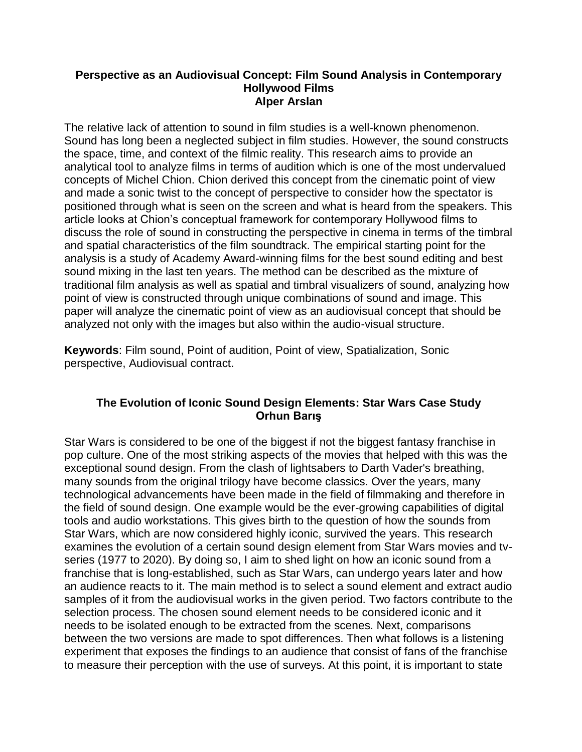**Perspective as an Audiovisual Concept: Film Sound Analysis in Contemporary Hollywood Films**
**Alper Arslan**

The relative lack of attention to sound in film studies is a well-known phenomenon. Sound has long been a neglected subject in film studies. However, the sound constructs the space, time, and context of the filmic reality. This research aims to provide an analytical tool to analyze films in terms of audition which is one of the most undervalued concepts of Michel Chion. Chion derived this concept from the cinematic point of view and made a sonic twist to the concept of perspective to consider how the spectator is positioned through what is seen on the screen and what is heard from the speakers. This article looks at Chion's conceptual framework for contemporary Hollywood films to discuss the role of sound in constructing the perspective in cinema in terms of the timbral and spatial characteristics of the film soundtrack. The empirical starting point for the analysis is a study of Academy Award-winning films for the best sound editing and best sound mixing in the last ten years. The method can be described as the mixture of traditional film analysis as well as spatial and timbral visualizers of sound, analyzing how point of view is constructed through unique combinations of sound and image. This paper will analyze the cinematic point of view as an audiovisual concept that should be analyzed not only with the images but also within the audio-visual structure.

**Keywords**: Film sound, Point of audition, Point of view, Spatialization, Sonic perspective, Audiovisual contract.

**The Evolution of Iconic Sound Design Elements: Star Wars Case Study**
**Orhun Barış**

Star Wars is considered to be one of the biggest if not the biggest fantasy franchise in pop culture. One of the most striking aspects of the movies that helped with this was the exceptional sound design. From the clash of lightsabers to Darth Vader's breathing, many sounds from the original trilogy have become classics. Over the years, many technological advancements have been made in the field of filmmaking and therefore in the field of sound design. One example would be the ever-growing capabilities of digital tools and audio workstations. This gives birth to the question of how the sounds from Star Wars, which are now considered highly iconic, survived the years. This research examines the evolution of a certain sound design element from Star Wars movies and tv-series (1977 to 2020). By doing so, I aim to shed light on how an iconic sound from a franchise that is long-established, such as Star Wars, can undergo years later and how an audience reacts to it. The main method is to select a sound element and extract audio samples of it from the audiovisual works in the given period. Two factors contribute to the selection process. The chosen sound element needs to be considered iconic and it needs to be isolated enough to be extracted from the scenes. Next, comparisons between the two versions are made to spot differences. Then what follows is a listening experiment that exposes the findings to an audience that consist of fans of the franchise to measure their perception with the use of surveys. At this point, it is important to state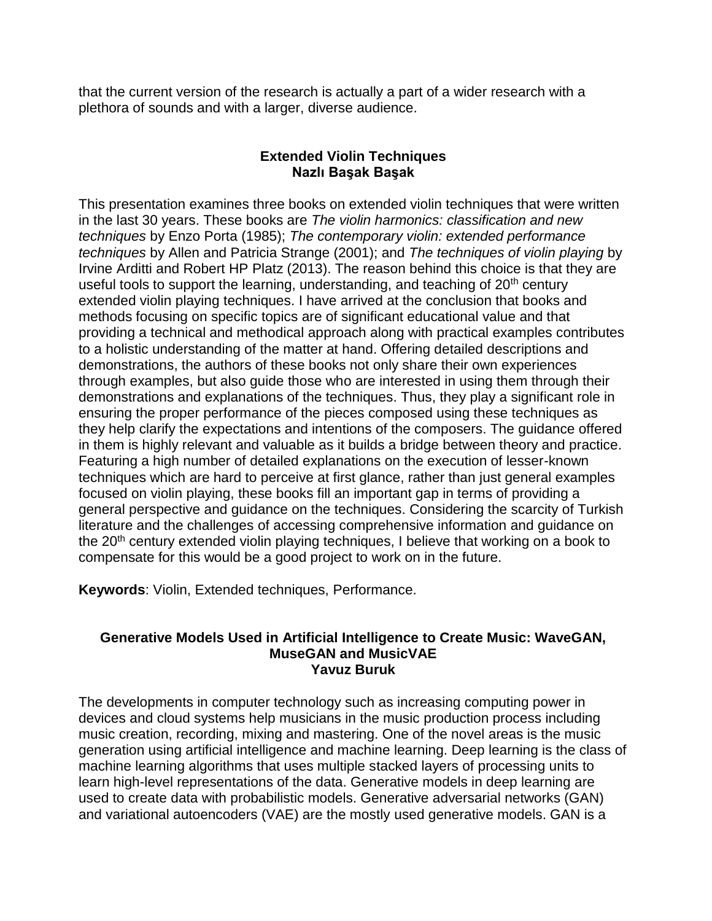that the current version of the research is actually a part of a wider research with a plethora of sounds and with a larger, diverse audience.

### Extended Violin Techniques
**Nazlı Başak Başak**

This presentation examines three books on extended violin techniques that were written in the last 30 years. These books are *The violin harmonics: classification and new techniques* by Enzo Porta (1985); *The contemporary violin: extended performance techniques* by Allen and Patricia Strange (2001); and *The techniques of violin playing* by Irvine Arditti and Robert HP Platz (2013). The reason behind this choice is that they are useful tools to support the learning, understanding, and teaching of 20th century extended violin playing techniques. I have arrived at the conclusion that books and methods focusing on specific topics are of significant educational value and that providing a technical and methodical approach along with practical examples contributes to a holistic understanding of the matter at hand. Offering detailed descriptions and demonstrations, the authors of these books not only share their own experiences through examples, but also guide those who are interested in using them through their demonstrations and explanations of the techniques. Thus, they play a significant role in ensuring the proper performance of the pieces composed using these techniques as they help clarify the expectations and intentions of the composers. The guidance offered in them is highly relevant and valuable as it builds a bridge between theory and practice. Featuring a high number of detailed explanations on the execution of lesser-known techniques which are hard to perceive at first glance, rather than just general examples focused on violin playing, these books fill an important gap in terms of providing a general perspective and guidance on the techniques. Considering the scarcity of Turkish literature and the challenges of accessing comprehensive information and guidance on the 20th century extended violin playing techniques, I believe that working on a book to compensate for this would be a good project to work on in the future.

**Keywords**: Violin, Extended techniques, Performance.

### Generative Models Used in Artificial Intelligence to Create Music: WaveGAN, MuseGAN and MusicVAE
**Yavuz Buruk**

The developments in computer technology such as increasing computing power in devices and cloud systems help musicians in the music production process including music creation, recording, mixing and mastering. One of the novel areas is the music generation using artificial intelligence and machine learning. Deep learning is the class of machine learning algorithms that uses multiple stacked layers of processing units to learn high-level representations of the data. Generative models in deep learning are used to create data with probabilistic models. Generative adversarial networks (GAN) and variational autoencoders (VAE) are the mostly used generative models. GAN is a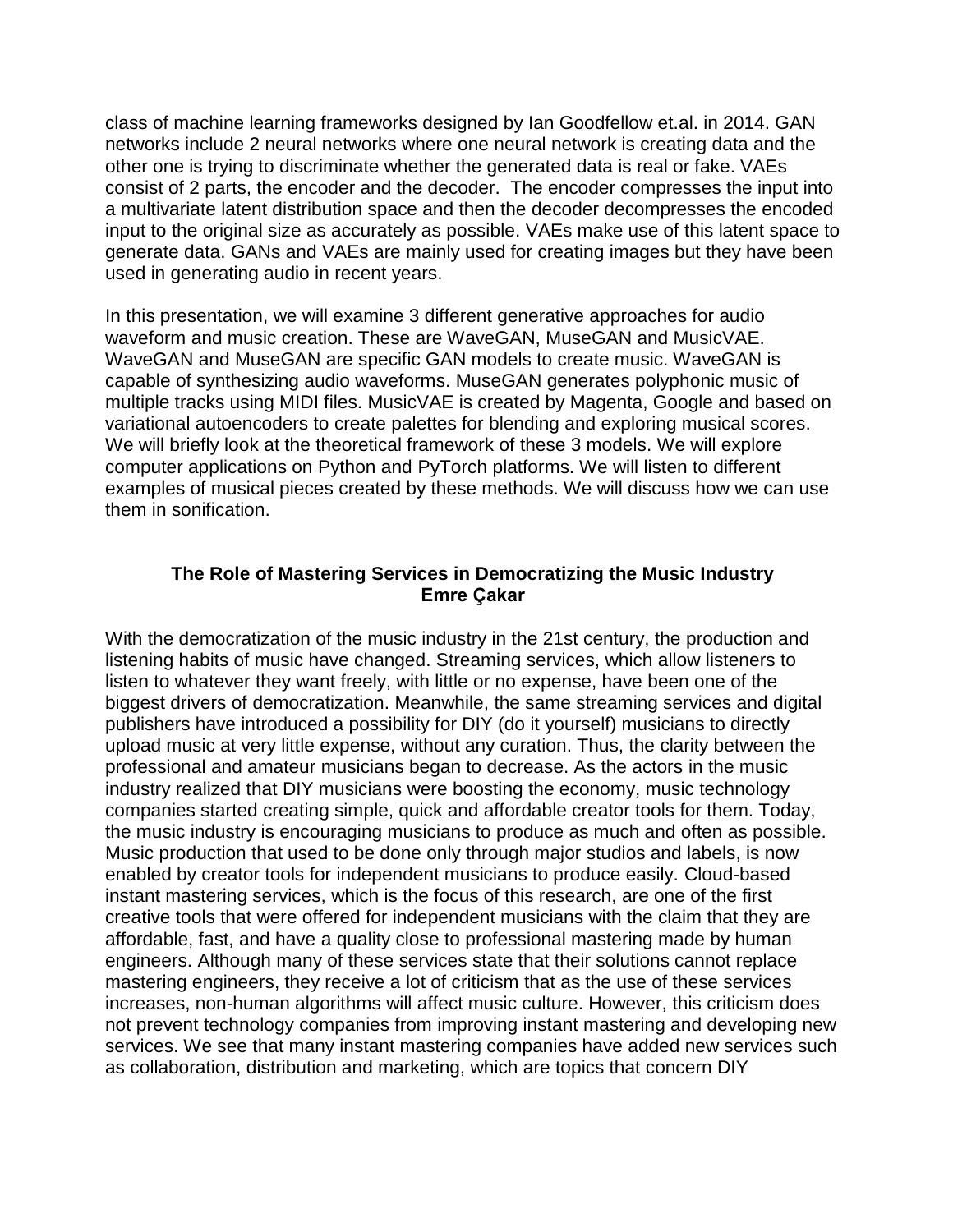class of machine learning frameworks designed by Ian Goodfellow et.al. in 2014. GAN networks include 2 neural networks where one neural network is creating data and the other one is trying to discriminate whether the generated data is real or fake. VAEs consist of 2 parts, the encoder and the decoder. The encoder compresses the input into a multivariate latent distribution space and then the decoder decompresses the encoded input to the original size as accurately as possible. VAEs make use of this latent space to generate data. GANs and VAEs are mainly used for creating images but they have been used in generating audio in recent years.

In this presentation, we will examine 3 different generative approaches for audio waveform and music creation. These are WaveGAN, MuseGAN and MusicVAE. WaveGAN and MuseGAN are specific GAN models to create music. WaveGAN is capable of synthesizing audio waveforms. MuseGAN generates polyphonic music of multiple tracks using MIDI files. MusicVAE is created by Magenta, Google and based on variational autoencoders to create palettes for blending and exploring musical scores. We will briefly look at the theoretical framework of these 3 models. We will explore computer applications on Python and PyTorch platforms. We will listen to different examples of musical pieces created by these methods. We will discuss how we can use them in sonification.

### The Role of Mastering Services in Democratizing the Music Industry

**Emre Çakar**

With the democratization of the music industry in the 21st century, the production and listening habits of music have changed. Streaming services, which allow listeners to listen to whatever they want freely, with little or no expense, have been one of the biggest drivers of democratization. Meanwhile, the same streaming services and digital publishers have introduced a possibility for DIY (do it yourself) musicians to directly upload music at very little expense, without any curation. Thus, the clarity between the professional and amateur musicians began to decrease. As the actors in the music industry realized that DIY musicians were boosting the economy, music technology companies started creating simple, quick and affordable creator tools for them. Today, the music industry is encouraging musicians to produce as much and often as possible. Music production that used to be done only through major studios and labels, is now enabled by creator tools for independent musicians to produce easily. Cloud-based instant mastering services, which is the focus of this research, are one of the first creative tools that were offered for independent musicians with the claim that they are affordable, fast, and have a quality close to professional mastering made by human engineers. Although many of these services state that their solutions cannot replace mastering engineers, they receive a lot of criticism that as the use of these services increases, non-human algorithms will affect music culture. However, this criticism does not prevent technology companies from improving instant mastering and developing new services. We see that many instant mastering companies have added new services such as collaboration, distribution and marketing, which are topics that concern DIY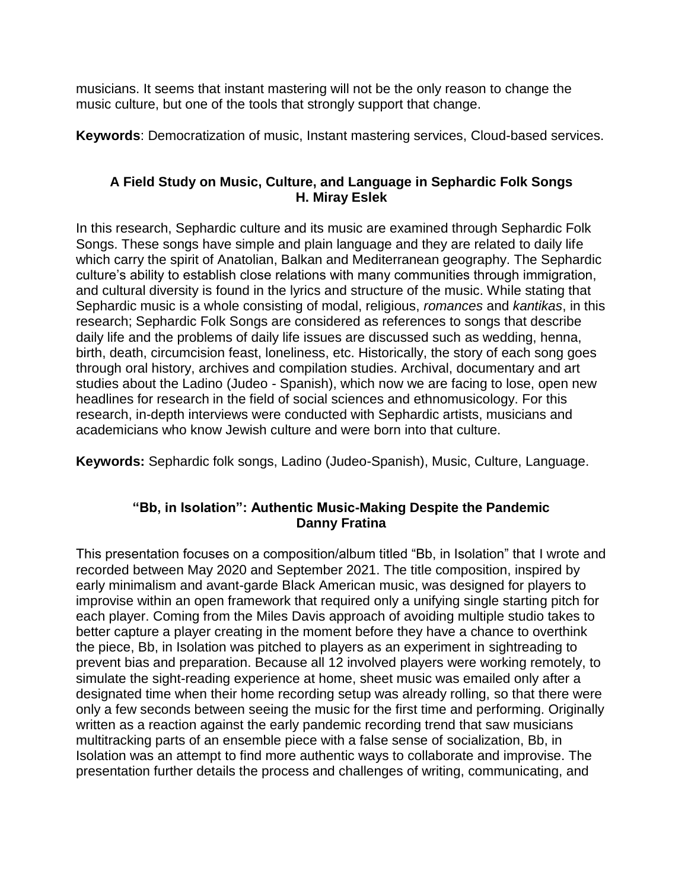musicians. It seems that instant mastering will not be the only reason to change the music culture, but one of the tools that strongly support that change.

**Keywords**: Democratization of music, Instant mastering services, Cloud-based services.

### A Field Study on Music, Culture, and Language in Sephardic Folk Songs
**H. Miray Eslek**

In this research, Sephardic culture and its music are examined through Sephardic Folk Songs. These songs have simple and plain language and they are related to daily life which carry the spirit of Anatolian, Balkan and Mediterranean geography. The Sephardic culture's ability to establish close relations with many communities through immigration, and cultural diversity is found in the lyrics and structure of the music. While stating that Sephardic music is a whole consisting of modal, religious, *romances* and *kantikas*, in this research; Sephardic Folk Songs are considered as references to songs that describe daily life and the problems of daily life issues are discussed such as wedding, henna, birth, death, circumcision feast, loneliness, etc. Historically, the story of each song goes through oral history, archives and compilation studies. Archival, documentary and art studies about the Ladino (Judeo - Spanish), which now we are facing to lose, open new headlines for research in the field of social sciences and ethnomusicology. For this research, in-depth interviews were conducted with Sephardic artists, musicians and academicians who know Jewish culture and were born into that culture.

**Keywords:** Sephardic folk songs, Ladino (Judeo-Spanish), Music, Culture, Language.

### "Bb, in Isolation": Authentic Music-Making Despite the Pandemic
**Danny Fratina**

This presentation focuses on a composition/album titled "Bb, in Isolation" that I wrote and recorded between May 2020 and September 2021. The title composition, inspired by early minimalism and avant-garde Black American music, was designed for players to improvise within an open framework that required only a unifying single starting pitch for each player. Coming from the Miles Davis approach of avoiding multiple studio takes to better capture a player creating in the moment before they have a chance to overthink the piece, Bb, in Isolation was pitched to players as an experiment in sightreading to prevent bias and preparation. Because all 12 involved players were working remotely, to simulate the sight-reading experience at home, sheet music was emailed only after a designated time when their home recording setup was already rolling, so that there were only a few seconds between seeing the music for the first time and performing. Originally written as a reaction against the early pandemic recording trend that saw musicians multitracking parts of an ensemble piece with a false sense of socialization, Bb, in Isolation was an attempt to find more authentic ways to collaborate and improvise. The presentation further details the process and challenges of writing, communicating, and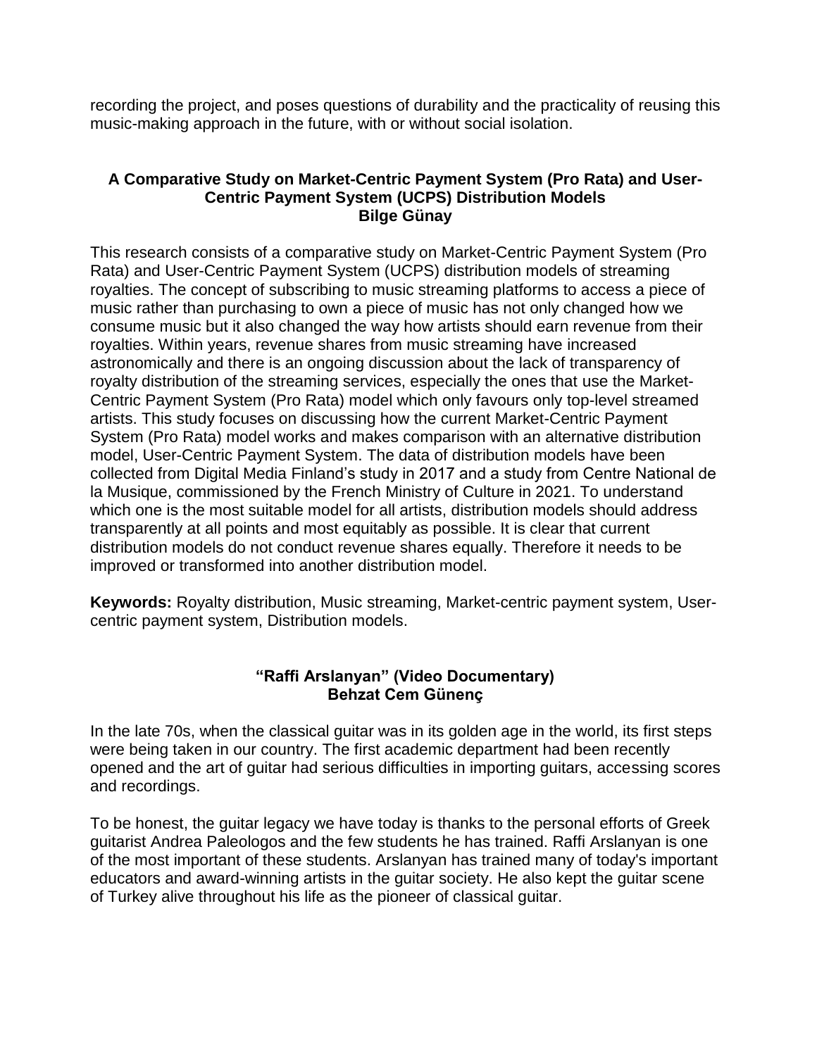recording the project, and poses questions of durability and the practicality of reusing this music-making approach in the future, with or without social isolation.

### A Comparative Study on Market-Centric Payment System (Pro Rata) and User-Centric Payment System (UCPS) Distribution Models
**Bilge Günay**

This research consists of a comparative study on Market-Centric Payment System (Pro Rata) and User-Centric Payment System (UCPS) distribution models of streaming royalties. The concept of subscribing to music streaming platforms to access a piece of music rather than purchasing to own a piece of music has not only changed how we consume music but it also changed the way how artists should earn revenue from their royalties. Within years, revenue shares from music streaming have increased astronomically and there is an ongoing discussion about the lack of transparency of royalty distribution of the streaming services, especially the ones that use the Market-Centric Payment System (Pro Rata) model which only favours only top-level streamed artists. This study focuses on discussing how the current Market-Centric Payment System (Pro Rata) model works and makes comparison with an alternative distribution model, User-Centric Payment System. The data of distribution models have been collected from Digital Media Finland's study in 2017 and a study from Centre National de la Musique, commissioned by the French Ministry of Culture in 2021. To understand which one is the most suitable model for all artists, distribution models should address transparently at all points and most equitably as possible. It is clear that current distribution models do not conduct revenue shares equally. Therefore it needs to be improved or transformed into another distribution model.

**Keywords:** Royalty distribution, Music streaming, Market-centric payment system, User-centric payment system, Distribution models.

### "Raffi Arslanyan" (Video Documentary)
**Behzat Cem Günenç**

In the late 70s, when the classical guitar was in its golden age in the world, its first steps were being taken in our country. The first academic department had been recently opened and the art of guitar had serious difficulties in importing guitars, accessing scores and recordings.

To be honest, the guitar legacy we have today is thanks to the personal efforts of Greek guitarist Andrea Paleologos and the few students he has trained. Raffi Arslanyan is one of the most important of these students. Arslanyan has trained many of today's important educators and award-winning artists in the guitar society. He also kept the guitar scene of Turkey alive throughout his life as the pioneer of classical guitar.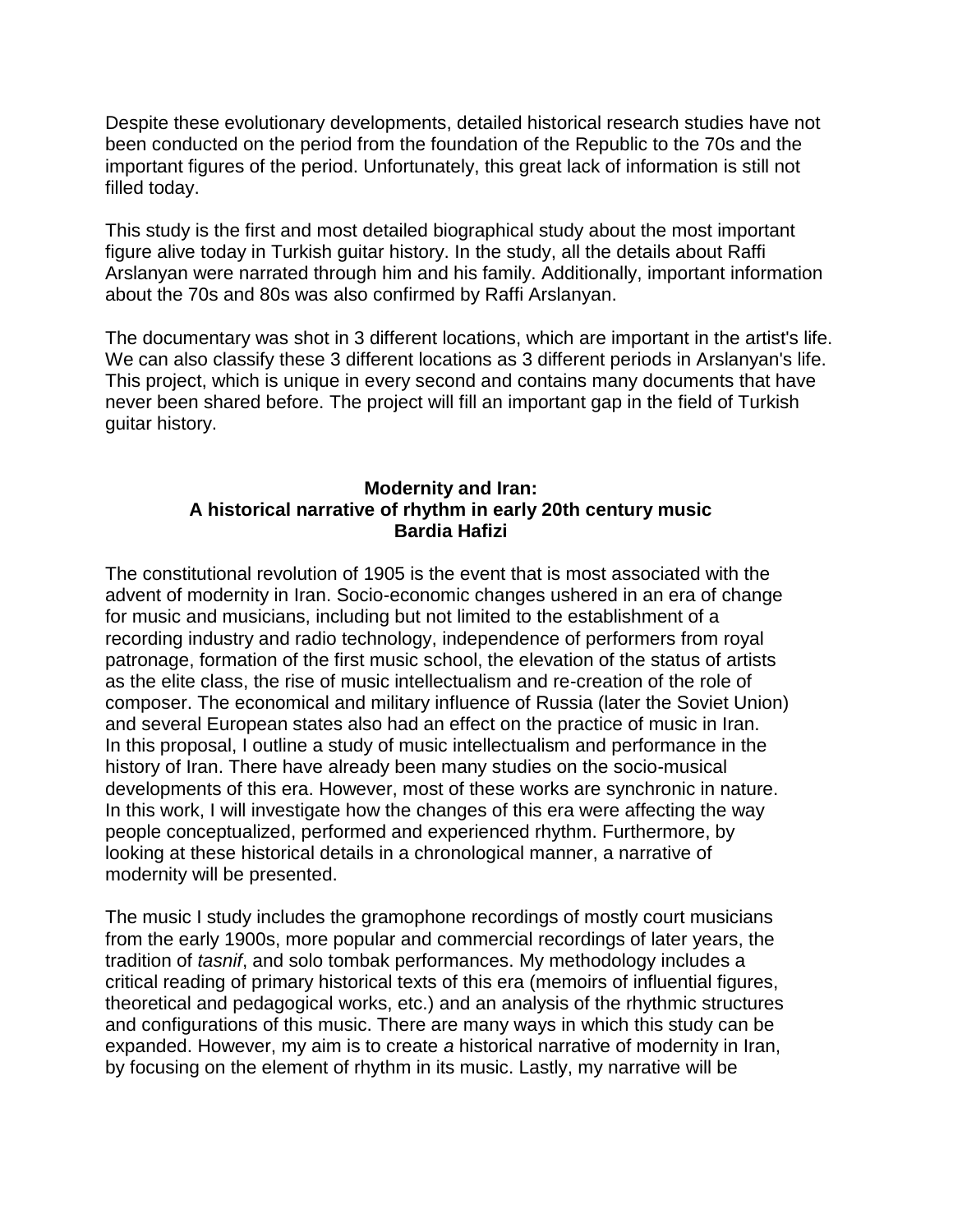Despite these evolutionary developments, detailed historical research studies have not been conducted on the period from the foundation of the Republic to the 70s and the important figures of the period. Unfortunately, this great lack of information is still not filled today.

This study is the first and most detailed biographical study about the most important figure alive today in Turkish guitar history. In the study, all the details about Raffi Arslanyan were narrated through him and his family. Additionally, important information about the 70s and 80s was also confirmed by Raffi Arslanyan.

The documentary was shot in 3 different locations, which are important in the artist's life. We can also classify these 3 different locations as 3 different periods in Arslanyan's life. This project, which is unique in every second and contains many documents that have never been shared before. The project will fill an important gap in the field of Turkish guitar history.

### Modernity and Iran: A historical narrative of rhythm in early 20th century music

**Bardia Hafizi**

The constitutional revolution of 1905 is the event that is most associated with the advent of modernity in Iran. Socio-economic changes ushered in an era of change for music and musicians, including but not limited to the establishment of a recording industry and radio technology, independence of performers from royal patronage, formation of the first music school, the elevation of the status of artists as the elite class, the rise of music intellectualism and re-creation of the role of composer. The economical and military influence of Russia (later the Soviet Union) and several European states also had an effect on the practice of music in Iran. In this proposal, I outline a study of music intellectualism and performance in the history of Iran. There have already been many studies on the socio-musical developments of this era. However, most of these works are synchronic in nature. In this work, I will investigate how the changes of this era were affecting the way people conceptualized, performed and experienced rhythm. Furthermore, by looking at these historical details in a chronological manner, a narrative of modernity will be presented.

The music I study includes the gramophone recordings of mostly court musicians from the early 1900s, more popular and commercial recordings of later years, the tradition of *tasnif*, and solo tombak performances. My methodology includes a critical reading of primary historical texts of this era (memoirs of influential figures, theoretical and pedagogical works, etc.) and an analysis of the rhythmic structures and configurations of this music. There are many ways in which this study can be expanded. However, my aim is to create *a* historical narrative of modernity in Iran, by focusing on the element of rhythm in its music. Lastly, my narrative will be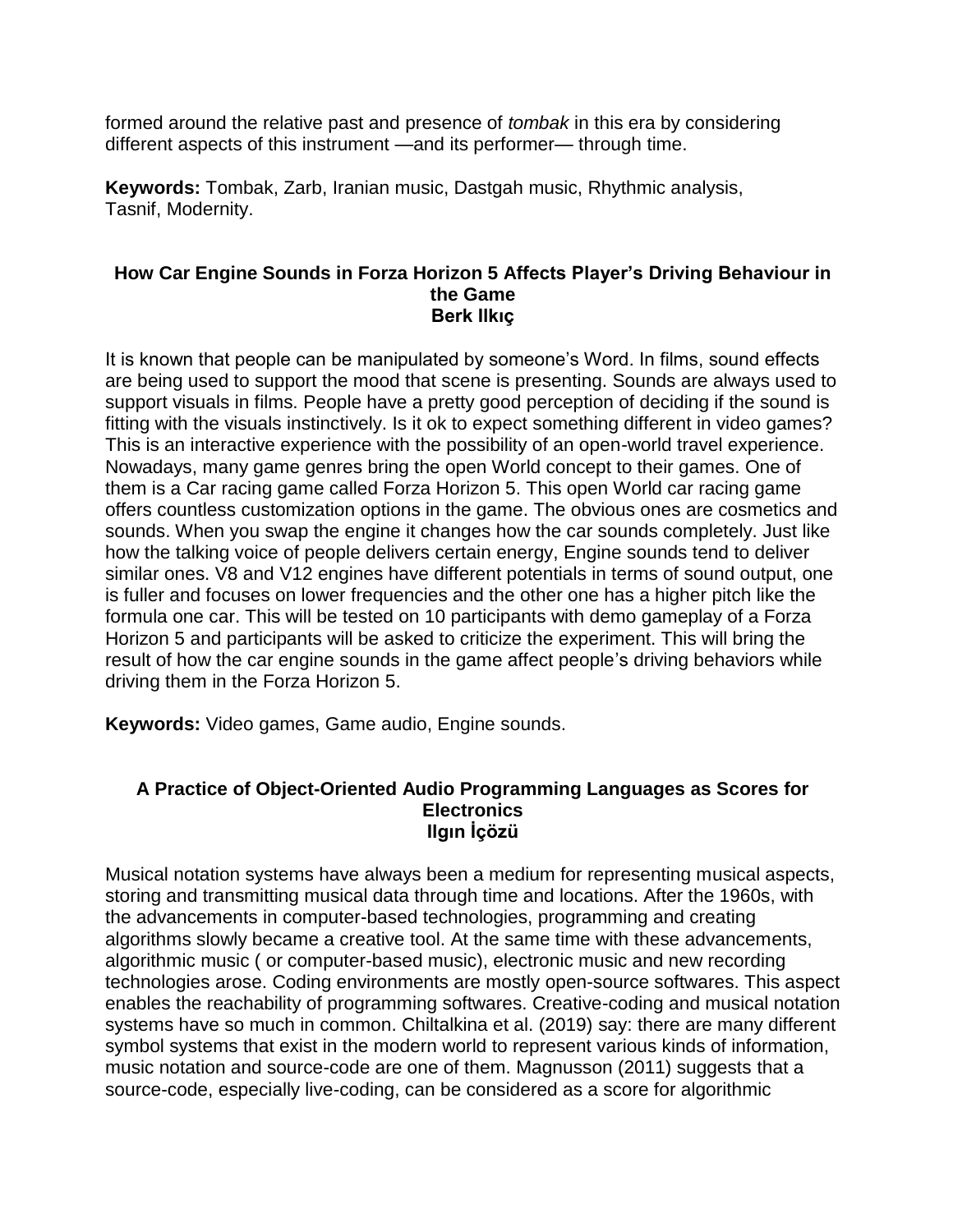formed around the relative past and presence of *tombak* in this era by considering different aspects of this instrument —and its performer— through time.

**Keywords:** Tombak, Zarb, Iranian music, Dastgah music, Rhythmic analysis, Tasnif, Modernity.

### How Car Engine Sounds in Forza Horizon 5 Affects Player's Driving Behaviour in the Game

**Berk Ilkıç**

It is known that people can be manipulated by someone's Word. In films, sound effects are being used to support the mood that scene is presenting. Sounds are always used to support visuals in films. People have a pretty good perception of deciding if the sound is fitting with the visuals instinctively. Is it ok to expect something different in video games? This is an interactive experience with the possibility of an open-world travel experience. Nowadays, many game genres bring the open World concept to their games. One of them is a Car racing game called Forza Horizon 5. This open World car racing game offers countless customization options in the game. The obvious ones are cosmetics and sounds. When you swap the engine it changes how the car sounds completely. Just like how the talking voice of people delivers certain energy, Engine sounds tend to deliver similar ones. V8 and V12 engines have different potentials in terms of sound output, one is fuller and focuses on lower frequencies and the other one has a higher pitch like the formula one car. This will be tested on 10 participants with demo gameplay of a Forza Horizon 5 and participants will be asked to criticize the experiment. This will bring the result of how the car engine sounds in the game affect people's driving behaviors while driving them in the Forza Horizon 5.

**Keywords:** Video games, Game audio, Engine sounds.

### A Practice of Object-Oriented Audio Programming Languages as Scores for Electronics

**Ilgın İçözü**

Musical notation systems have always been a medium for representing musical aspects, storing and transmitting musical data through time and locations. After the 1960s, with the advancements in computer-based technologies, programming and creating algorithms slowly became a creative tool. At the same time with these advancements, algorithmic music ( or computer-based music), electronic music and new recording technologies arose. Coding environments are mostly open-source softwares. This aspect enables the reachability of programming softwares. Creative-coding and musical notation systems have so much in common. Chiltalkina et al. (2019) say: there are many different symbol systems that exist in the modern world to represent various kinds of information, music notation and source-code are one of them. Magnusson (2011) suggests that a source-code, especially live-coding, can be considered as a score for algorithmic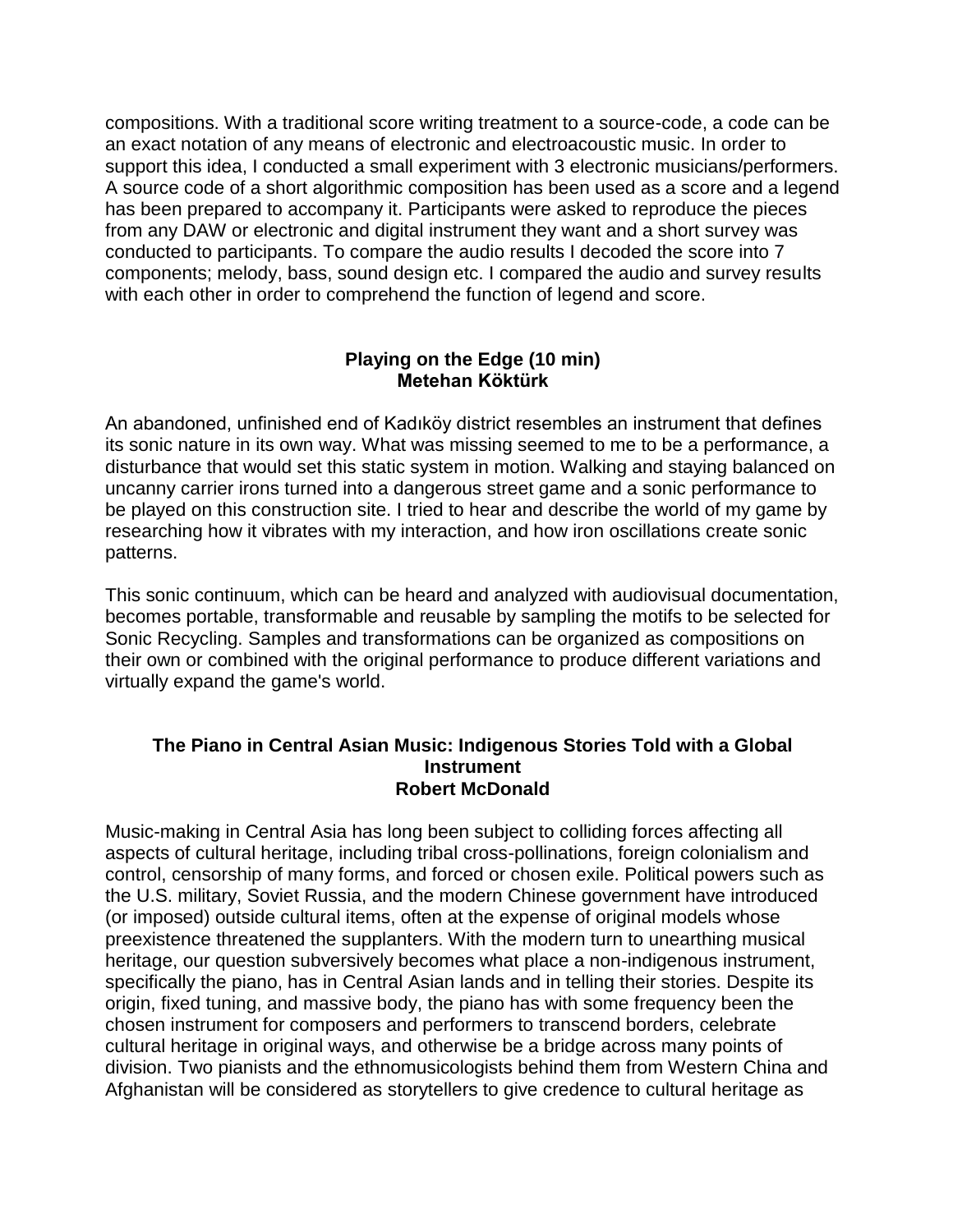compositions. With a traditional score writing treatment to a source-code, a code can be an exact notation of any means of electronic and electroacoustic music. In order to support this idea, I conducted a small experiment with 3 electronic musicians/performers. A source code of a short algorithmic composition has been used as a score and a legend has been prepared to accompany it. Participants were asked to reproduce the pieces from any DAW or electronic and digital instrument they want and a short survey was conducted to participants. To compare the audio results I decoded the score into 7 components; melody, bass, sound design etc. I compared the audio and survey results with each other in order to comprehend the function of legend and score.

### Playing on the Edge (10 min)
### Metehan Köktürk

An abandoned, unfinished end of Kadıköy district resembles an instrument that defines its sonic nature in its own way. What was missing seemed to me to be a performance, a disturbance that would set this static system in motion. Walking and staying balanced on uncanny carrier irons turned into a dangerous street game and a sonic performance to be played on this construction site. I tried to hear and describe the world of my game by researching how it vibrates with my interaction, and how iron oscillations create sonic patterns.

This sonic continuum, which can be heard and analyzed with audiovisual documentation, becomes portable, transformable and reusable by sampling the motifs to be selected for Sonic Recycling. Samples and transformations can be organized as compositions on their own or combined with the original performance to produce different variations and virtually expand the game's world.

### The Piano in Central Asian Music: Indigenous Stories Told with a Global Instrument
### Robert McDonald

Music-making in Central Asia has long been subject to colliding forces affecting all aspects of cultural heritage, including tribal cross-pollinations, foreign colonialism and control, censorship of many forms, and forced or chosen exile. Political powers such as the U.S. military, Soviet Russia, and the modern Chinese government have introduced (or imposed) outside cultural items, often at the expense of original models whose preexistence threatened the supplanters. With the modern turn to unearthing musical heritage, our question subversively becomes what place a non-indigenous instrument, specifically the piano, has in Central Asian lands and in telling their stories. Despite its origin, fixed tuning, and massive body, the piano has with some frequency been the chosen instrument for composers and performers to transcend borders, celebrate cultural heritage in original ways, and otherwise be a bridge across many points of division. Two pianists and the ethnomusicologists behind them from Western China and Afghanistan will be considered as storytellers to give credence to cultural heritage as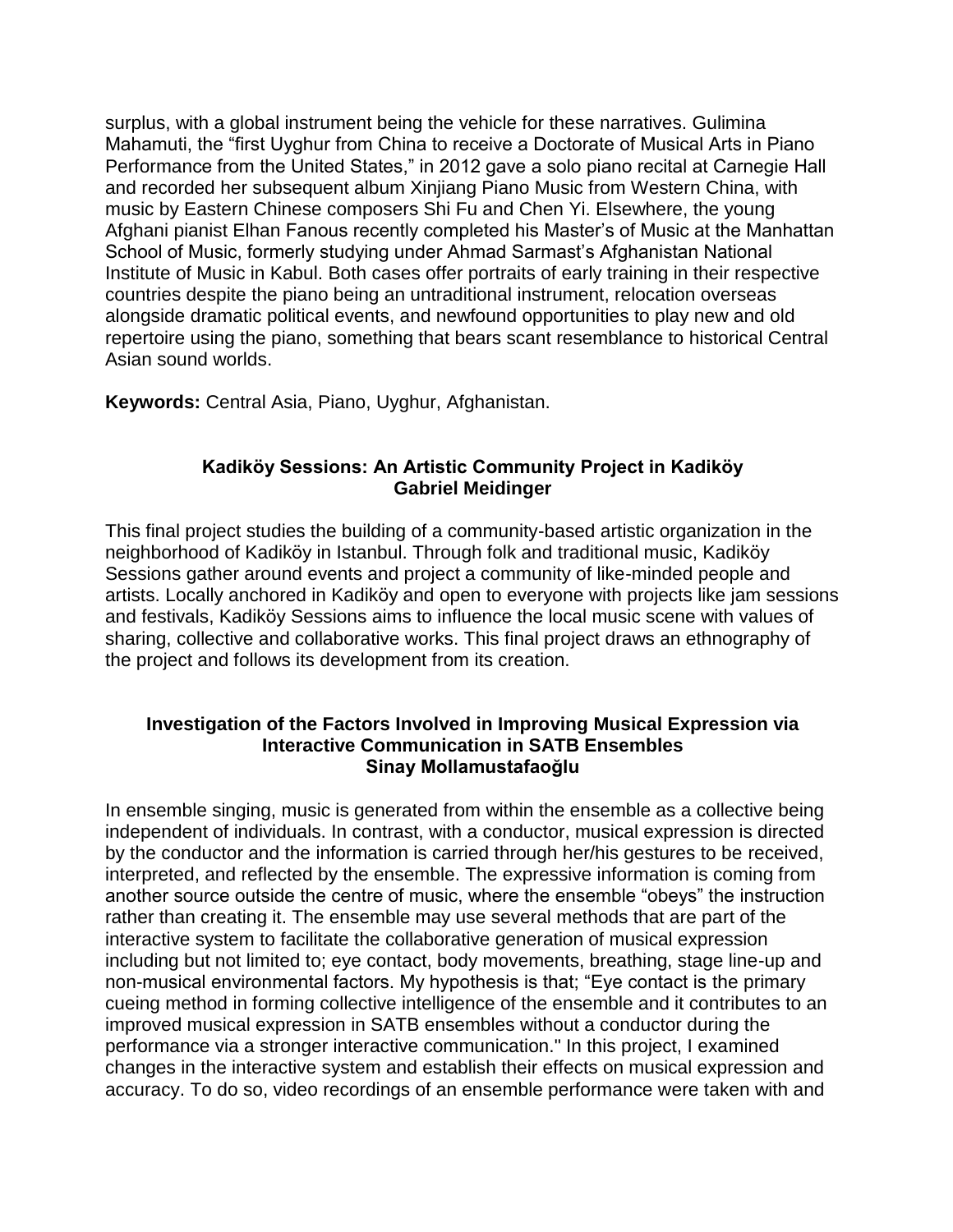surplus, with a global instrument being the vehicle for these narratives. Gulimina Mahamuti, the "first Uyghur from China to receive a Doctorate of Musical Arts in Piano Performance from the United States," in 2012 gave a solo piano recital at Carnegie Hall and recorded her subsequent album Xinjiang Piano Music from Western China, with music by Eastern Chinese composers Shi Fu and Chen Yi. Elsewhere, the young Afghani pianist Elhan Fanous recently completed his Master's of Music at the Manhattan School of Music, formerly studying under Ahmad Sarmast's Afghanistan National Institute of Music in Kabul. Both cases offer portraits of early training in their respective countries despite the piano being an untraditional instrument, relocation overseas alongside dramatic political events, and newfound opportunities to play new and old repertoire using the piano, something that bears scant resemblance to historical Central Asian sound worlds.

**Keywords:** Central Asia, Piano, Uyghur, Afghanistan.

### Kadiköy Sessions: An Artistic Community Project in Kadiköy
**Gabriel Meidinger**

This final project studies the building of a community-based artistic organization in the neighborhood of Kadiköy in Istanbul. Through folk and traditional music, Kadiköy Sessions gather around events and project a community of like-minded people and artists. Locally anchored in Kadiköy and open to everyone with projects like jam sessions and festivals, Kadiköy Sessions aims to influence the local music scene with values of sharing, collective and collaborative works. This final project draws an ethnography of the project and follows its development from its creation.

### Investigation of the Factors Involved in Improving Musical Expression via Interactive Communication in SATB Ensembles
**Sinay Mollamustafaoğlu**

In ensemble singing, music is generated from within the ensemble as a collective being independent of individuals. In contrast, with a conductor, musical expression is directed by the conductor and the information is carried through her/his gestures to be received, interpreted, and reflected by the ensemble. The expressive information is coming from another source outside the centre of music, where the ensemble "obeys" the instruction rather than creating it. The ensemble may use several methods that are part of the interactive system to facilitate the collaborative generation of musical expression including but not limited to; eye contact, body movements, breathing, stage line-up and non-musical environmental factors. My hypothesis is that; "Eye contact is the primary cueing method in forming collective intelligence of the ensemble and it contributes to an improved musical expression in SATB ensembles without a conductor during the performance via a stronger interactive communication." In this project, I examined changes in the interactive system and establish their effects on musical expression and accuracy. To do so, video recordings of an ensemble performance were taken with and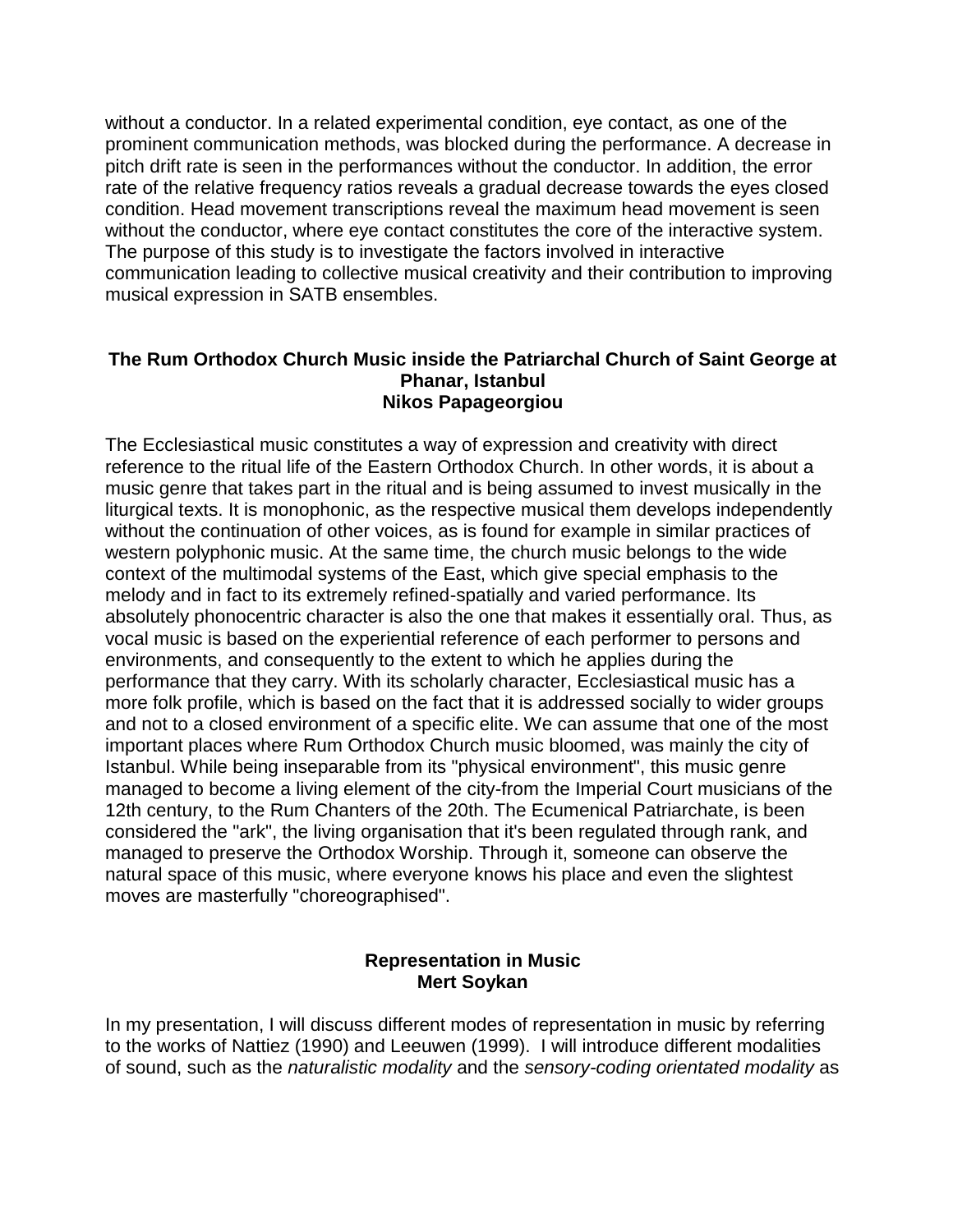without a conductor. In a related experimental condition, eye contact, as one of the prominent communication methods, was blocked during the performance. A decrease in pitch drift rate is seen in the performances without the conductor. In addition, the error rate of the relative frequency ratios reveals a gradual decrease towards the eyes closed condition. Head movement transcriptions reveal the maximum head movement is seen without the conductor, where eye contact constitutes the core of the interactive system. The purpose of this study is to investigate the factors involved in interactive communication leading to collective musical creativity and their contribution to improving musical expression in SATB ensembles.

### The Rum Orthodox Church Music inside the Patriarchal Church of Saint George at Phanar, Istanbul
**Nikos Papageorgiou**

The Ecclesiastical music constitutes a way of expression and creativity with direct reference to the ritual life of the Eastern Orthodox Church. In other words, it is about a music genre that takes part in the ritual and is being assumed to invest musically in the liturgical texts. It is monophonic, as the respective musical them develops independently without the continuation of other voices, as is found for example in similar practices of western polyphonic music. At the same time, the church music belongs to the wide context of the multimodal systems of the East, which give special emphasis to the melody and in fact to its extremely refined-spatially and varied performance. Its absolutely phonocentric character is also the one that makes it essentially oral. Thus, as vocal music is based on the experiential reference of each performer to persons and environments, and consequently to the extent to which he applies during the performance that they carry. With its scholarly character, Ecclesiastical music has a more folk profile, which is based on the fact that it is addressed socially to wider groups and not to a closed environment of a specific elite. We can assume that one of the most important places where Rum Orthodox Church music bloomed, was mainly the city of Istanbul. While being inseparable from its "physical environment", this music genre managed to become a living element of the city-from the Imperial Court musicians of the 12th century, to the Rum Chanters of the 20th. The Ecumenical Patriarchate, is been considered the "ark", the living organisation that it's been regulated through rank, and managed to preserve the Orthodox Worship. Through it, someone can observe the natural space of this music, where everyone knows his place and even the slightest moves are masterfully "choreographised".

### Representation in Music
**Mert Soykan**

In my presentation, I will discuss different modes of representation in music by referring to the works of Nattiez (1990) and Leeuwen (1999). I will introduce different modalities of sound, such as the *naturalistic modality* and the *sensory-coding orientated modality* as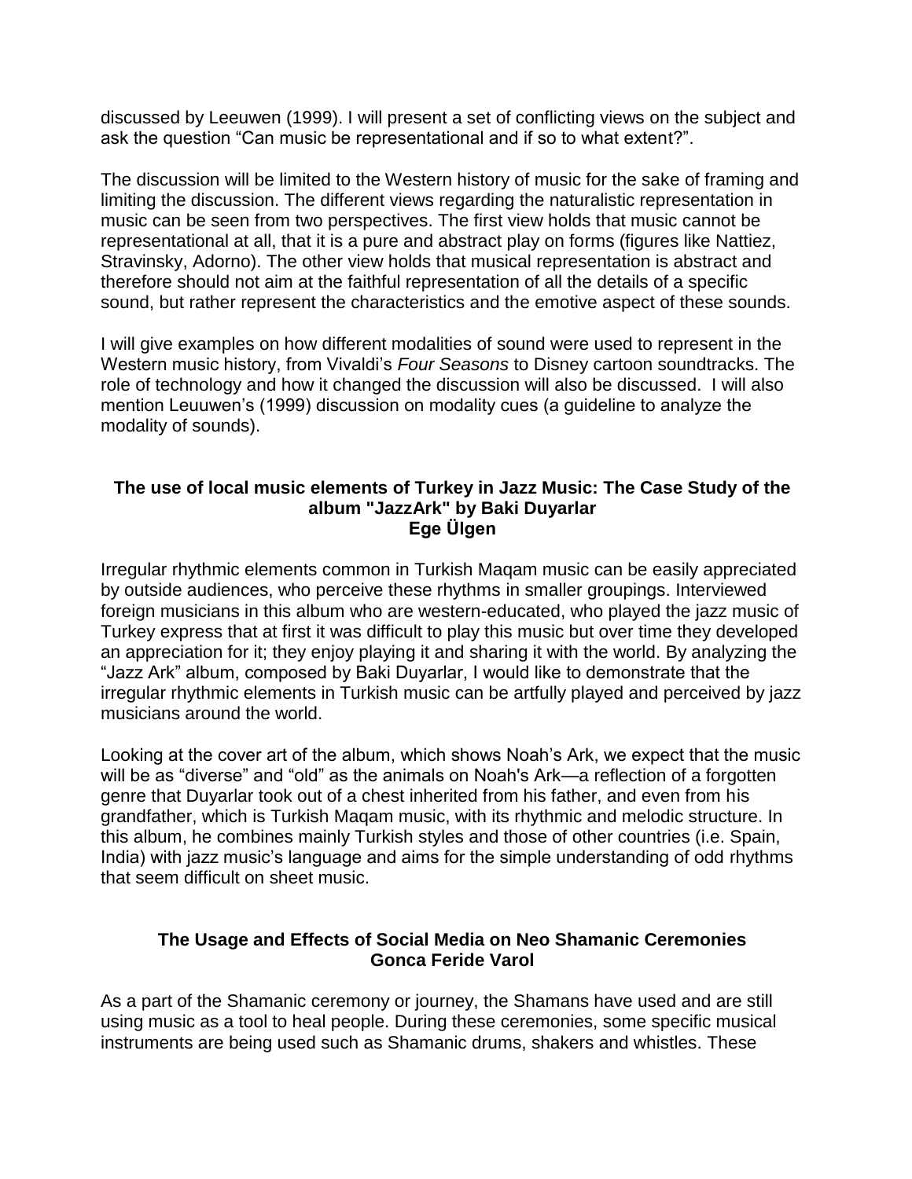discussed by Leeuwen (1999). I will present a set of conflicting views on the subject and ask the question "Can music be representational and if so to what extent?".

The discussion will be limited to the Western history of music for the sake of framing and limiting the discussion. The different views regarding the naturalistic representation in music can be seen from two perspectives. The first view holds that music cannot be representational at all, that it is a pure and abstract play on forms (figures like Nattiez, Stravinsky, Adorno). The other view holds that musical representation is abstract and therefore should not aim at the faithful representation of all the details of a specific sound, but rather represent the characteristics and the emotive aspect of these sounds.

I will give examples on how different modalities of sound were used to represent in the Western music history, from Vivaldi's *Four Seasons* to Disney cartoon soundtracks. The role of technology and how it changed the discussion will also be discussed. I will also mention Leuuwen's (1999) discussion on modality cues (a guideline to analyze the modality of sounds).

### The use of local music elements of Turkey in Jazz Music: The Case Study of the album "JazzArk" by Baki Duyarlar
**Ege Ülgen**

Irregular rhythmic elements common in Turkish Maqam music can be easily appreciated by outside audiences, who perceive these rhythms in smaller groupings. Interviewed foreign musicians in this album who are western-educated, who played the jazz music of Turkey express that at first it was difficult to play this music but over time they developed an appreciation for it; they enjoy playing it and sharing it with the world. By analyzing the "Jazz Ark" album, composed by Baki Duyarlar, I would like to demonstrate that the irregular rhythmic elements in Turkish music can be artfully played and perceived by jazz musicians around the world.

Looking at the cover art of the album, which shows Noah's Ark, we expect that the music will be as "diverse" and "old" as the animals on Noah's Ark—a reflection of a forgotten genre that Duyarlar took out of a chest inherited from his father, and even from his grandfather, which is Turkish Maqam music, with its rhythmic and melodic structure. In this album, he combines mainly Turkish styles and those of other countries (i.e. Spain, India) with jazz music's language and aims for the simple understanding of odd rhythms that seem difficult on sheet music.

### The Usage and Effects of Social Media on Neo Shamanic Ceremonies
**Gonca Feride Varol**

As a part of the Shamanic ceremony or journey, the Shamans have used and are still using music as a tool to heal people. During these ceremonies, some specific musical instruments are being used such as Shamanic drums, shakers and whistles. These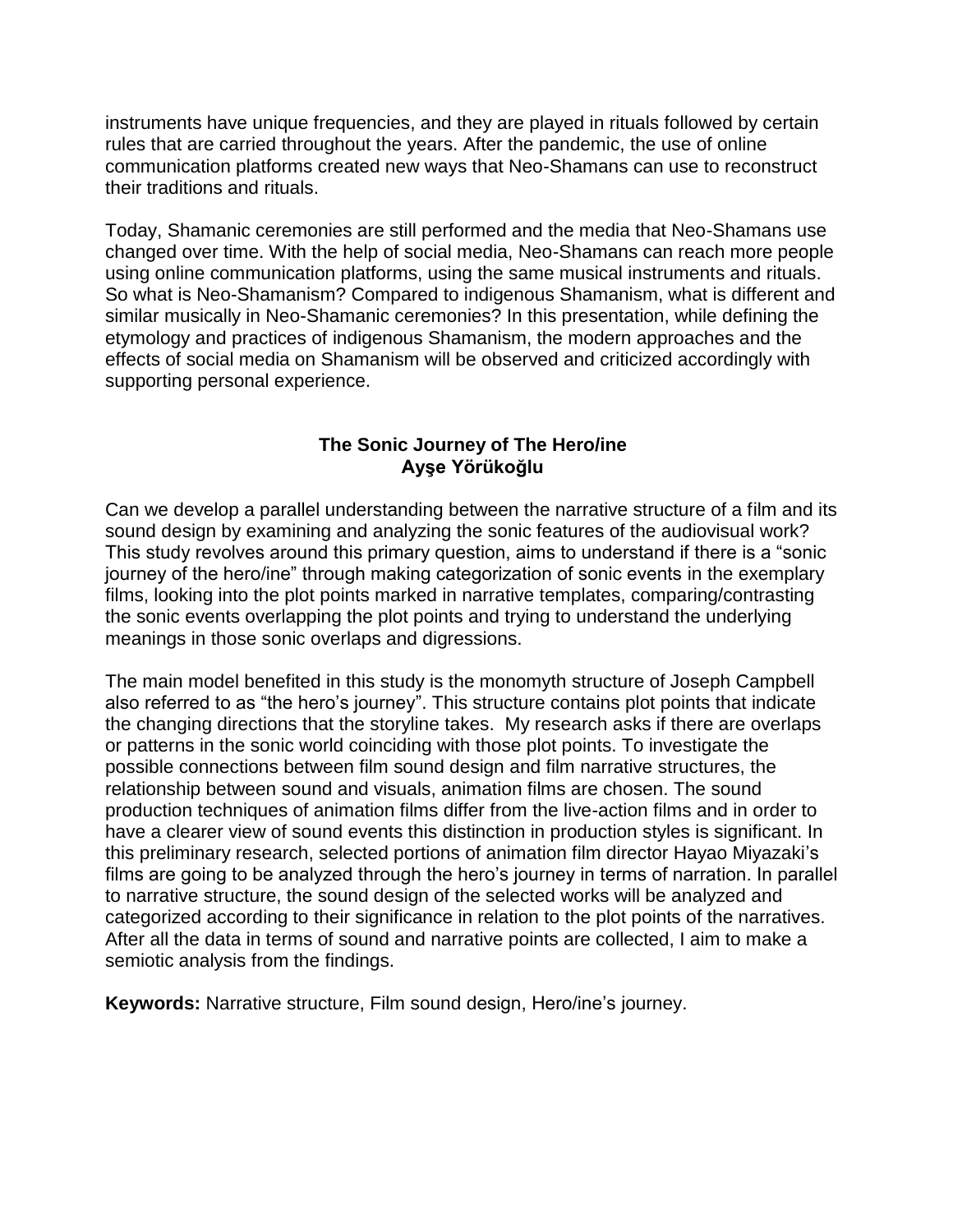instruments have unique frequencies, and they are played in rituals followed by certain rules that are carried throughout the years. After the pandemic, the use of online communication platforms created new ways that Neo-Shamans can use to reconstruct their traditions and rituals.

Today, Shamanic ceremonies are still performed and the media that Neo-Shamans use changed over time. With the help of social media, Neo-Shamans can reach more people using online communication platforms, using the same musical instruments and rituals. So what is Neo-Shamanism? Compared to indigenous Shamanism, what is different and similar musically in Neo-Shamanic ceremonies? In this presentation, while defining the etymology and practices of indigenous Shamanism, the modern approaches and the effects of social media on Shamanism will be observed and criticized accordingly with supporting personal experience.

## The Sonic Journey of The Hero/ine
**Ayşe Yörükoğlu**

Can we develop a parallel understanding between the narrative structure of a film and its sound design by examining and analyzing the sonic features of the audiovisual work? This study revolves around this primary question, aims to understand if there is a "sonic journey of the hero/ine" through making categorization of sonic events in the exemplary films, looking into the plot points marked in narrative templates, comparing/contrasting the sonic events overlapping the plot points and trying to understand the underlying meanings in those sonic overlaps and digressions.

The main model benefited in this study is the monomyth structure of Joseph Campbell also referred to as "the hero's journey". This structure contains plot points that indicate the changing directions that the storyline takes. My research asks if there are overlaps or patterns in the sonic world coinciding with those plot points. To investigate the possible connections between film sound design and film narrative structures, the relationship between sound and visuals, animation films are chosen. The sound production techniques of animation films differ from the live-action films and in order to have a clearer view of sound events this distinction in production styles is significant. In this preliminary research, selected portions of animation film director Hayao Miyazaki's films are going to be analyzed through the hero's journey in terms of narration. In parallel to narrative structure, the sound design of the selected works will be analyzed and categorized according to their significance in relation to the plot points of the narratives. After all the data in terms of sound and narrative points are collected, I aim to make a semiotic analysis from the findings.

**Keywords:** Narrative structure, Film sound design, Hero/ine's journey.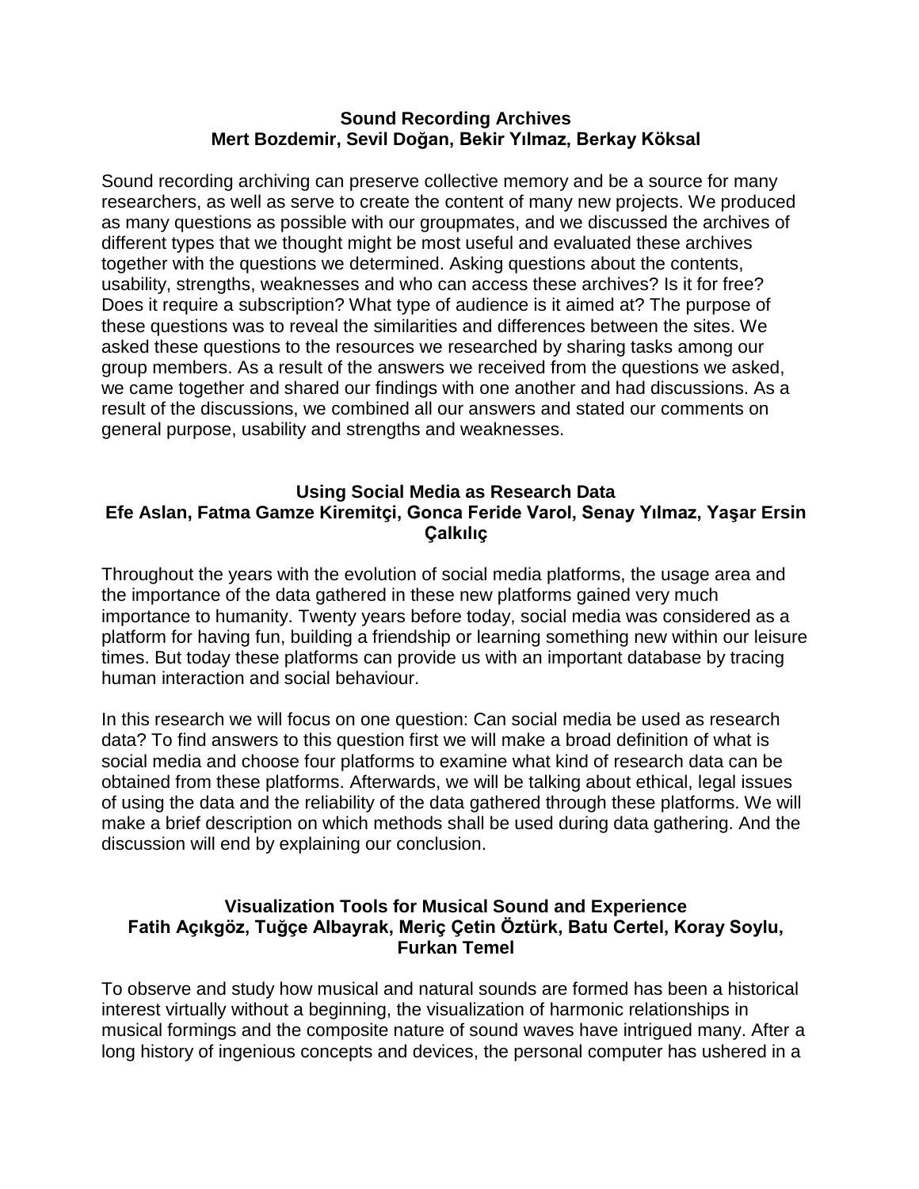### Sound Recording Archives
**Mert Bozdemir, Sevil Doğan, Bekir Yılmaz, Berkay Köksal**

Sound recording archiving can preserve collective memory and be a source for many researchers, as well as serve to create the content of many new projects. We produced as many questions as possible with our groupmates, and we discussed the archives of different types that we thought might be most useful and evaluated these archives together with the questions we determined. Asking questions about the contents, usability, strengths, weaknesses and who can access these archives? Is it for free? Does it require a subscription? What type of audience is it aimed at? The purpose of these questions was to reveal the similarities and differences between the sites. We asked these questions to the resources we researched by sharing tasks among our group members. As a result of the answers we received from the questions we asked, we came together and shared our findings with one another and had discussions. As a result of the discussions, we combined all our answers and stated our comments on general purpose, usability and strengths and weaknesses.

### Using Social Media as Research Data
**Efe Aslan, Fatma Gamze Kiremitçi, Gonca Feride Varol, Senay Yılmaz, Yaşar Ersin Çalkılıç**

Throughout the years with the evolution of social media platforms, the usage area and the importance of the data gathered in these new platforms gained very much importance to humanity. Twenty years before today, social media was considered as a platform for having fun, building a friendship or learning something new within our leisure times. But today these platforms can provide us with an important database by tracing human interaction and social behaviour.

In this research we will focus on one question: Can social media be used as research data? To find answers to this question first we will make a broad definition of what is social media and choose four platforms to examine what kind of research data can be obtained from these platforms. Afterwards, we will be talking about ethical, legal issues of using the data and the reliability of the data gathered through these platforms. We will make a brief description on which methods shall be used during data gathering. And the discussion will end by explaining our conclusion.

### Visualization Tools for Musical Sound and Experience
**Fatih Açıkgöz, Tuğçe Albayrak, Meriç Çetin Öztürk, Batu Certel, Koray Soylu, Furkan Temel**

To observe and study how musical and natural sounds are formed has been a historical interest virtually without a beginning, the visualization of harmonic relationships in musical formings and the composite nature of sound waves have intrigued many. After a long history of ingenious concepts and devices, the personal computer has ushered in a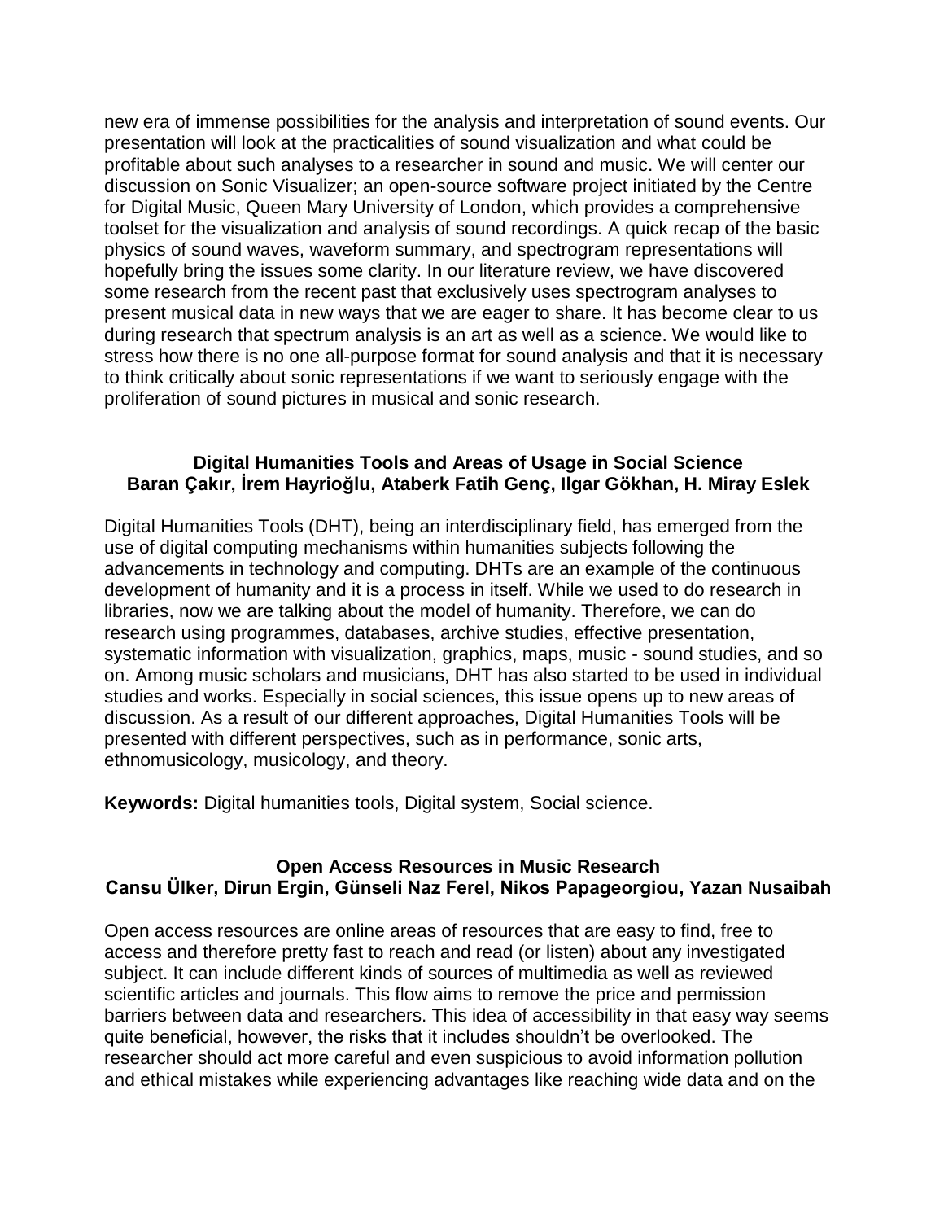new era of immense possibilities for the analysis and interpretation of sound events. Our presentation will look at the practicalities of sound visualization and what could be profitable about such analyses to a researcher in sound and music. We will center our discussion on Sonic Visualizer; an open-source software project initiated by the Centre for Digital Music, Queen Mary University of London, which provides a comprehensive toolset for the visualization and analysis of sound recordings. A quick recap of the basic physics of sound waves, waveform summary, and spectrogram representations will hopefully bring the issues some clarity. In our literature review, we have discovered some research from the recent past that exclusively uses spectrogram analyses to present musical data in new ways that we are eager to share. It has become clear to us during research that spectrum analysis is an art as well as a science. We would like to stress how there is no one all-purpose format for sound analysis and that it is necessary to think critically about sonic representations if we want to seriously engage with the proliferation of sound pictures in musical and sonic research.

### Digital Humanities Tools and Areas of Usage in Social Science
**Baran Çakır, İrem Hayrioğlu, Ataberk Fatih Genç, Ilgar Gökhan, H. Miray Eslek**

Digital Humanities Tools (DHT), being an interdisciplinary field, has emerged from the use of digital computing mechanisms within humanities subjects following the advancements in technology and computing. DHTs are an example of the continuous development of humanity and it is a process in itself. While we used to do research in libraries, now we are talking about the model of humanity. Therefore, we can do research using programmes, databases, archive studies, effective presentation, systematic information with visualization, graphics, maps, music - sound studies, and so on. Among music scholars and musicians, DHT has also started to be used in individual studies and works. Especially in social sciences, this issue opens up to new areas of discussion. As a result of our different approaches, Digital Humanities Tools will be presented with different perspectives, such as in performance, sonic arts, ethnomusicology, musicology, and theory.

**Keywords:** Digital humanities tools, Digital system, Social science.

### Open Access Resources in Music Research
**Cansu Ülker, Dirun Ergin, Günseli Naz Ferel, Nikos Papageorgiou, Yazan Nusaibah**

Open access resources are online areas of resources that are easy to find, free to access and therefore pretty fast to reach and read (or listen) about any investigated subject. It can include different kinds of sources of multimedia as well as reviewed scientific articles and journals. This flow aims to remove the price and permission barriers between data and researchers. This idea of accessibility in that easy way seems quite beneficial, however, the risks that it includes shouldn't be overlooked. The researcher should act more careful and even suspicious to avoid information pollution and ethical mistakes while experiencing advantages like reaching wide data and on the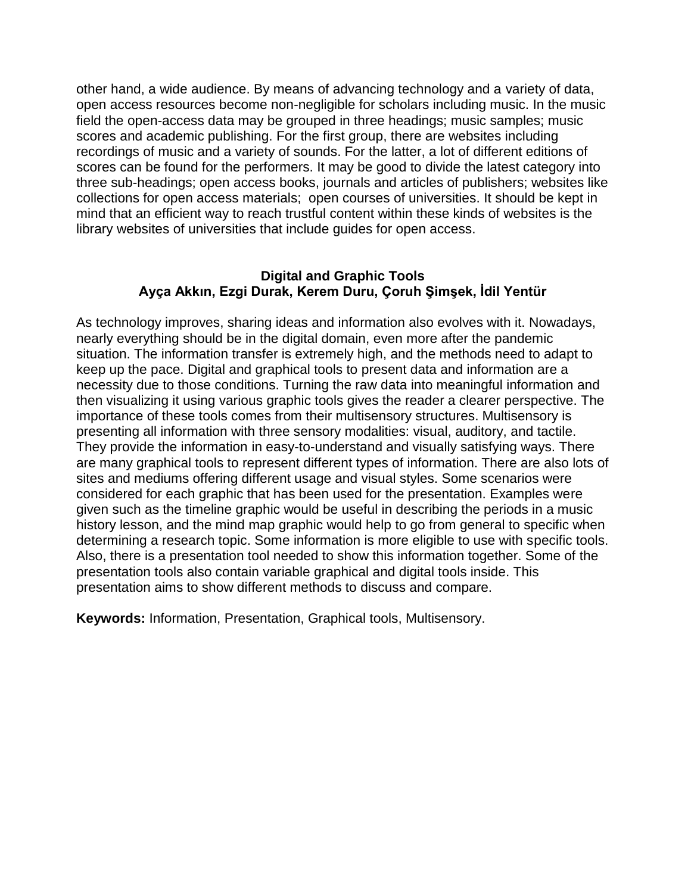other hand, a wide audience. By means of advancing technology and a variety of data, open access resources become non-negligible for scholars including music. In the music field the open-access data may be grouped in three headings; music samples; music scores and academic publishing. For the first group, there are websites including recordings of music and a variety of sounds. For the latter, a lot of different editions of scores can be found for the performers. It may be good to divide the latest category into three sub-headings; open access books, journals and articles of publishers; websites like collections for open access materials;  open courses of universities. It should be kept in mind that an efficient way to reach trustful content within these kinds of websites is the library websites of universities that include guides for open access.

## Digital and Graphic Tools

**Ayça Akkın, Ezgi Durak, Kerem Duru, Çoruh Şimşek, İdil Yentür**

As technology improves, sharing ideas and information also evolves with it. Nowadays, nearly everything should be in the digital domain, even more after the pandemic situation. The information transfer is extremely high, and the methods need to adapt to keep up the pace. Digital and graphical tools to present data and information are a necessity due to those conditions. Turning the raw data into meaningful information and then visualizing it using various graphic tools gives the reader a clearer perspective. The importance of these tools comes from their multisensory structures. Multisensory is presenting all information with three sensory modalities: visual, auditory, and tactile. They provide the information in easy-to-understand and visually satisfying ways. There are many graphical tools to represent different types of information. There are also lots of sites and mediums offering different usage and visual styles. Some scenarios were considered for each graphic that has been used for the presentation. Examples were given such as the timeline graphic would be useful in describing the periods in a music history lesson, and the mind map graphic would help to go from general to specific when determining a research topic. Some information is more eligible to use with specific tools. Also, there is a presentation tool needed to show this information together. Some of the presentation tools also contain variable graphical and digital tools inside. This presentation aims to show different methods to discuss and compare.

**Keywords:** Information, Presentation, Graphical tools, Multisensory.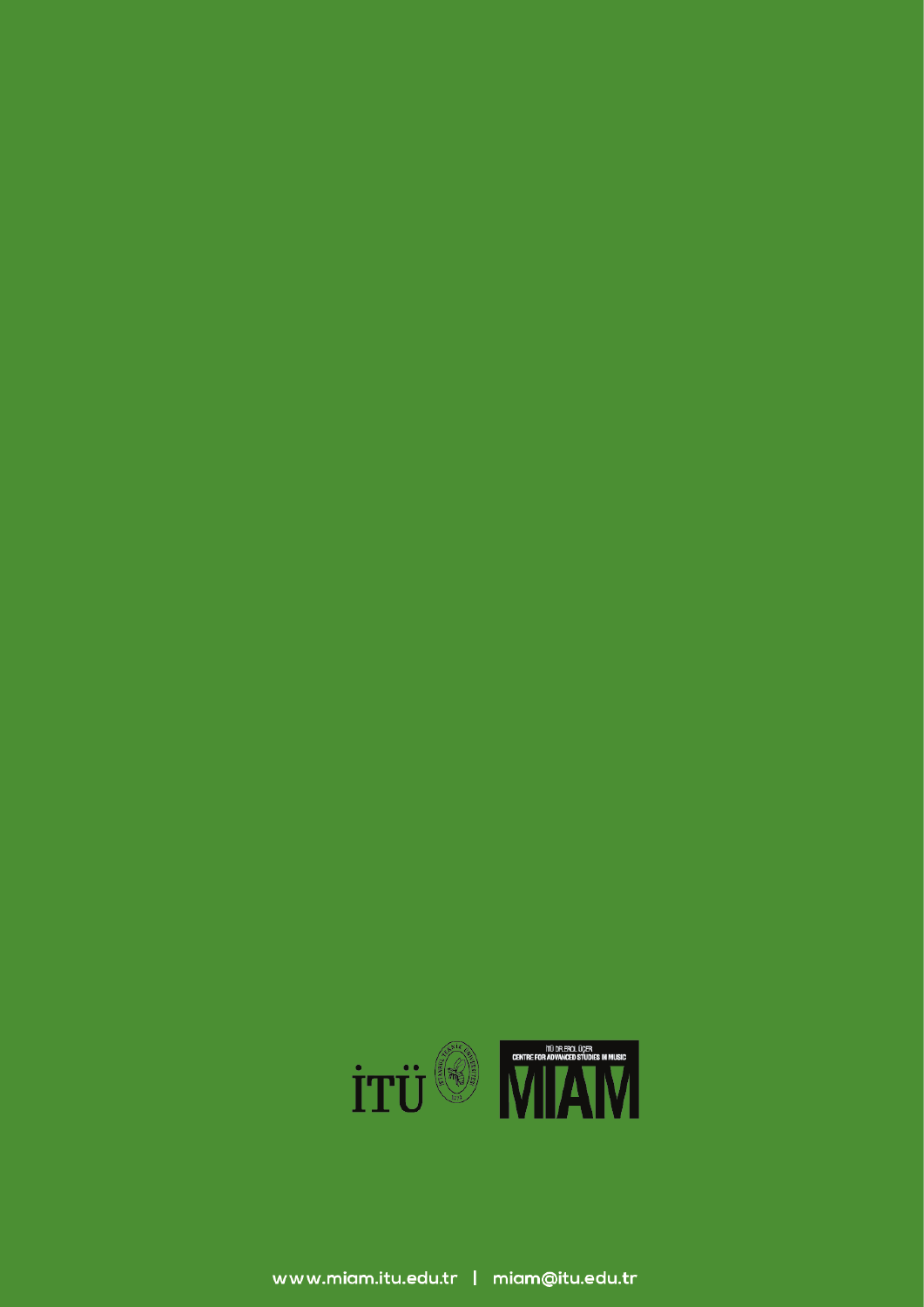İTÜ

İTÜ DR. EROL ÜÇER CENTRE FOR ADVANCED STUDIES IN MUSIC

MIAM

www.miam.itu.edu.tr | miam@itu.edu.tr